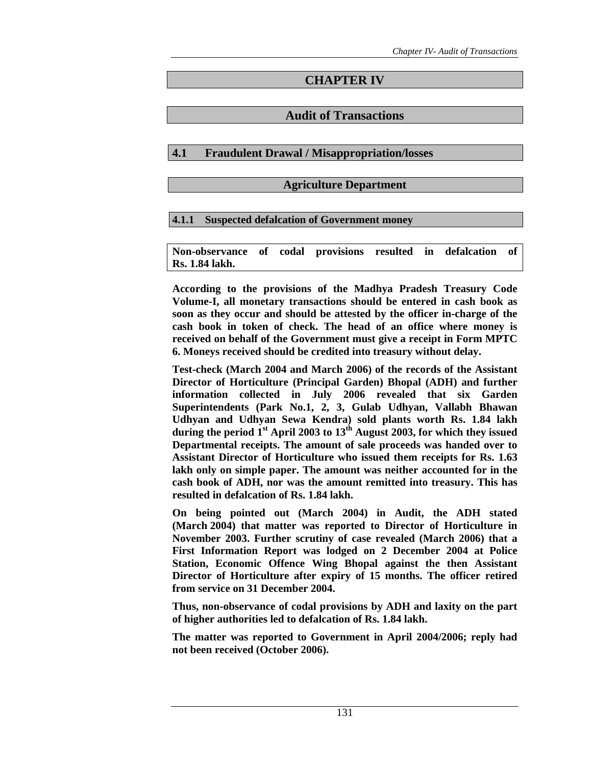# CHAPTER IV

# Audit of Transactions

## 4.1 Fraudulent Drawal / Misappropriation/losses

### Agriculture Department

### 4.1.1 Suspected defalcation of Government money

**Non-observance of codal provisions resulted in defalcation of Rs. 1.84 lakh.**

**According to the provisions of the Madhya Pradesh Treasury Code Volume-I, all monetary transactions should be entered in cash book as soon as they occur and should be attested by the officer in-charge of the cash book in token of check. The head of an office where money is received on behalf of the Government must give a receipt in Form MPTC 6. Moneys received should be credited into treasury without delay.**

**Test-check (March 2004 and March 2006) of the records of the Assistant Director of Horticulture (Principal Garden) Bhopal (ADH) and further information collected in July 2006 revealed that six Garden Superintendents (Park No.1, 2, 3, Gulab Udhyan, Vallabh Bhawan Udhyan and Udhyan Sewa Kendra) sold plants worth Rs. 1.84 lakh during the period 1st April 2003 to 13th August 2003, for which they issued Departmental receipts. The amount of sale proceeds was handed over to Assistant Director of Horticulture who issued them receipts for Rs. 1.63 lakh only on simple paper. The amount was neither accounted for in the cash book of ADH, nor was the amount remitted into treasury. This has resulted in defalcation of Rs. 1.84 lakh.**

**On being pointed out (March 2004) in Audit, the ADH stated (March 2004) that matter was reported to Director of Horticulture in November 2003. Further scrutiny of case revealed (March 2006) that a First Information Report was lodged on 2 December 2004 at Police Station, Economic Offence Wing Bhopal against the then Assistant Director of Horticulture after expiry of 15 months. The officer retired from service on 31 December 2004.**

**Thus, non-observance of codal provisions by ADH and laxity on the part of higher authorities led to defalcation of Rs. 1.84 lakh.**

**The matter was reported to Government in April 2004/2006; reply had not been received (October 2006).**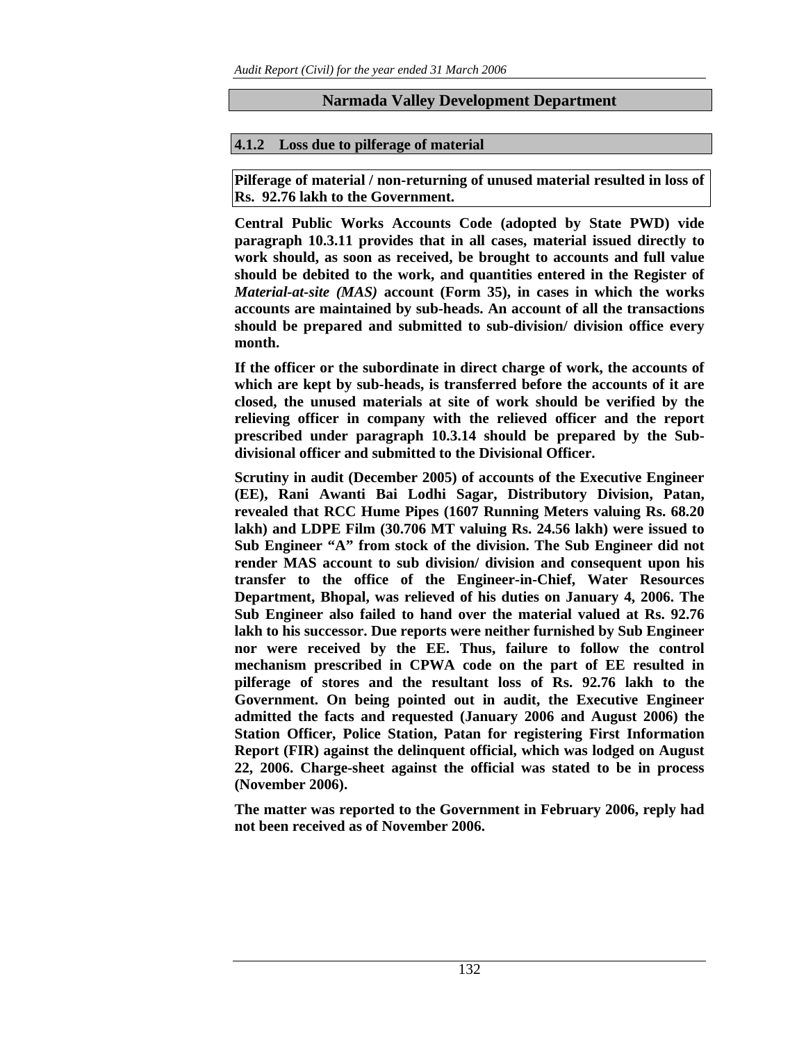## Narmada Valley Development Department

### 4.1.2 Loss due to pilferage of material

**Pilferage of material / non-returning of unused material resulted in loss of Rs. 92.76 lakh to the Government.**

**Central Public Works Accounts Code (adopted by State PWD) vide paragraph 10.3.11 provides that in all cases, material issued directly to work should, as soon as received, be brought to accounts and full value should be debited to the work, and quantities entered in the Register of *Material-at-site (MAS)* account (Form 35), in cases in which the works accounts are maintained by sub-heads. An account of all the transactions should be prepared and submitted to sub-division/ division office every month.**

**If the officer or the subordinate in direct charge of work, the accounts of which are kept by sub-heads, is transferred before the accounts of it are closed, the unused materials at site of work should be verified by the relieving officer in company with the relieved officer and the report prescribed under paragraph 10.3.14 should be prepared by the Sub-divisional officer and submitted to the Divisional Officer.**

**Scrutiny in audit (December 2005) of accounts of the Executive Engineer (EE), Rani Awanti Bai Lodhi Sagar, Distributory Division, Patan, revealed that RCC Hume Pipes (1607 Running Meters valuing Rs. 68.20 lakh) and LDPE Film (30.706 MT valuing Rs. 24.56 lakh) were issued to Sub Engineer "A" from stock of the division. The Sub Engineer did not render MAS account to sub division/ division and consequent upon his transfer to the office of the Engineer-in-Chief, Water Resources Department, Bhopal, was relieved of his duties on January 4, 2006. The Sub Engineer also failed to hand over the material valued at Rs. 92.76 lakh to his successor. Due reports were neither furnished by Sub Engineer nor were received by the EE. Thus, failure to follow the control mechanism prescribed in CPWA code on the part of EE resulted in pilferage of stores and the resultant loss of Rs. 92.76 lakh to the Government. On being pointed out in audit, the Executive Engineer admitted the facts and requested (January 2006 and August 2006) the Station Officer, Police Station, Patan for registering First Information Report (FIR) against the delinquent official, which was lodged on August 22, 2006. Charge-sheet against the official was stated to be in process (November 2006).**

**The matter was reported to the Government in February 2006, reply had not been received as of November 2006.**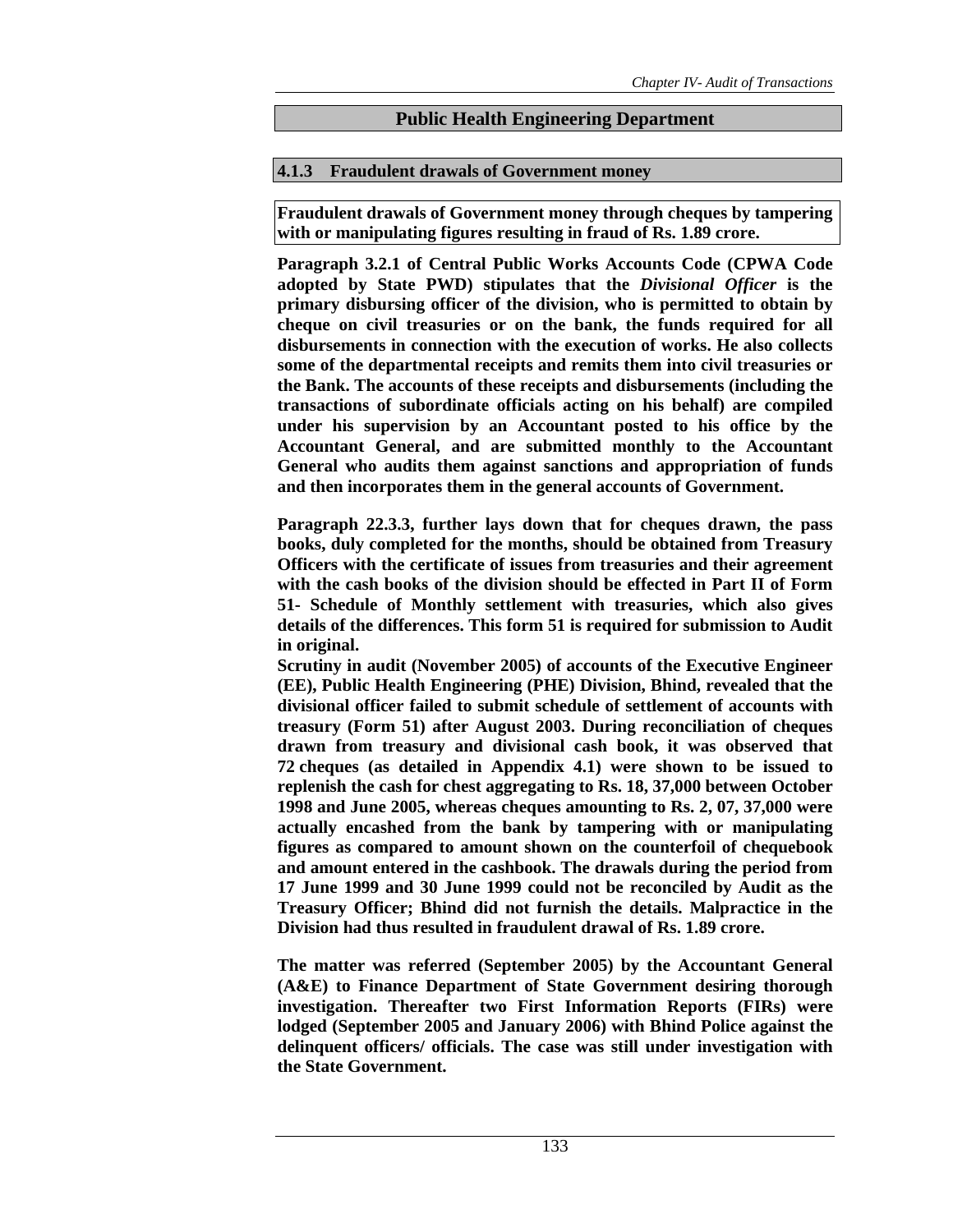## Public Health Engineering Department

### 4.1.3 Fraudulent drawals of Government money

**Fraudulent drawals of Government money through cheques by tampering with or manipulating figures resulting in fraud of Rs. 1.89 crore.**

**Paragraph 3.2.1 of Central Public Works Accounts Code (CPWA Code adopted by State PWD) stipulates that the *Divisional Officer* is the primary disbursing officer of the division, who is permitted to obtain by cheque on civil treasuries or on the bank, the funds required for all disbursements in connection with the execution of works. He also collects some of the departmental receipts and remits them into civil treasuries or the Bank. The accounts of these receipts and disbursements (including the transactions of subordinate officials acting on his behalf) are compiled under his supervision by an Accountant posted to his office by the Accountant General, and are submitted monthly to the Accountant General who audits them against sanctions and appropriation of funds and then incorporates them in the general accounts of Government.**

**Paragraph 22.3.3, further lays down that for cheques drawn, the pass books, duly completed for the months, should be obtained from Treasury Officers with the certificate of issues from treasuries and their agreement with the cash books of the division should be effected in Part II of Form 51- Schedule of Monthly settlement with treasuries, which also gives details of the differences. This form 51 is required for submission to Audit in original.**

**Scrutiny in audit (November 2005) of accounts of the Executive Engineer (EE), Public Health Engineering (PHE) Division, Bhind, revealed that the divisional officer failed to submit schedule of settlement of accounts with treasury (Form 51) after August 2003. During reconciliation of cheques drawn from treasury and divisional cash book, it was observed that 72 cheques (as detailed in Appendix 4.1) were shown to be issued to replenish the cash for chest aggregating to Rs. 18, 37,000 between October 1998 and June 2005, whereas cheques amounting to Rs. 2, 07, 37,000 were actually encashed from the bank by tampering with or manipulating figures as compared to amount shown on the counterfoil of chequebook and amount entered in the cashbook. The drawals during the period from 17 June 1999 and 30 June 1999 could not be reconciled by Audit as the Treasury Officer; Bhind did not furnish the details. Malpractice in the Division had thus resulted in fraudulent drawal of Rs. 1.89 crore.**

**The matter was referred (September 2005) by the Accountant General (A&E) to Finance Department of State Government desiring thorough investigation. Thereafter two First Information Reports (FIRs) were lodged (September 2005 and January 2006) with Bhind Police against the delinquent officers/ officials. The case was still under investigation with the State Government.**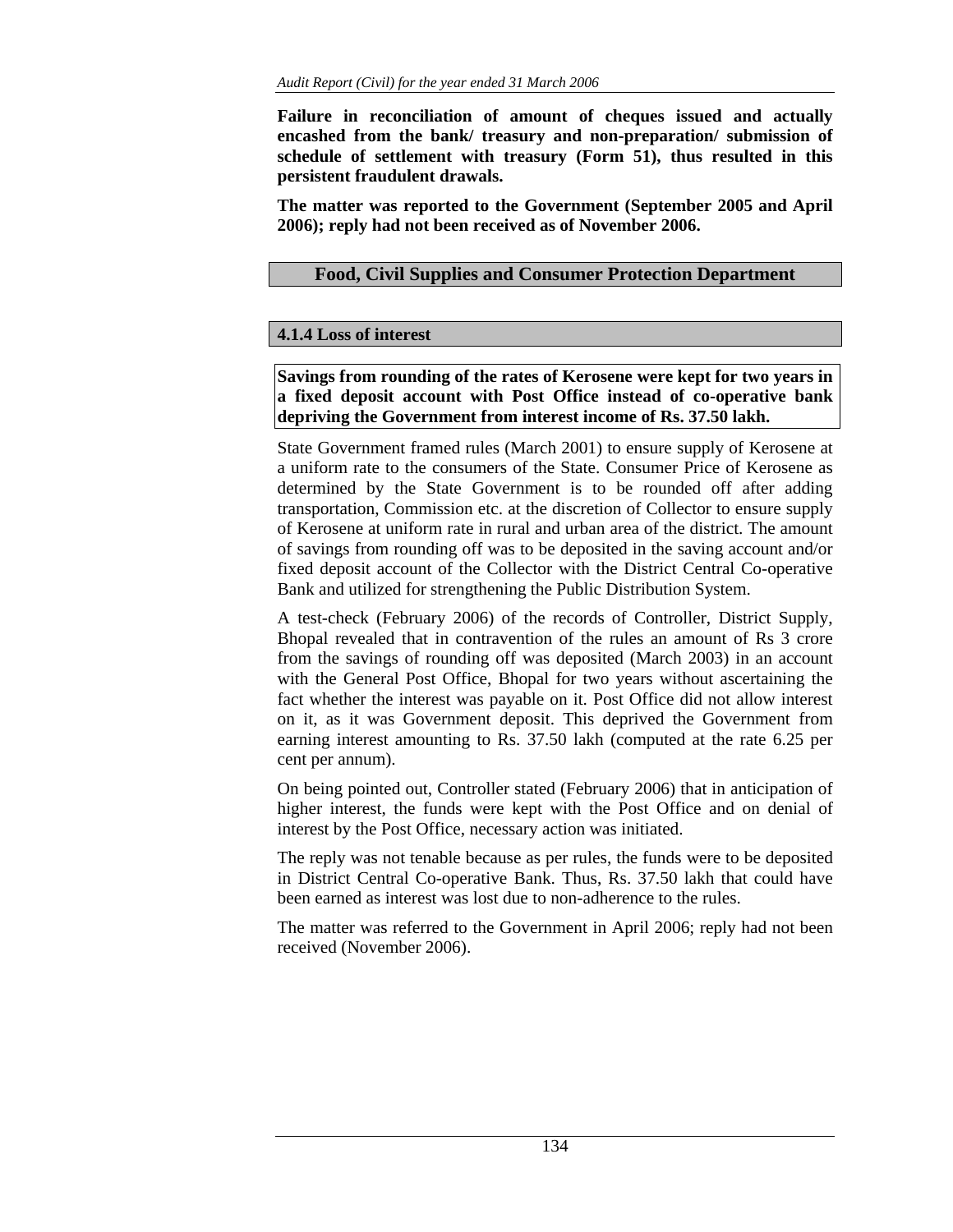**Failure in reconciliation of amount of cheques issued and actually encashed from the bank/ treasury and non-preparation/ submission of schedule of settlement with treasury (Form 51), thus resulted in this persistent fraudulent drawals.**

**The matter was reported to the Government (September 2005 and April 2006); reply had not been received as of November 2006.**

## Food, Civil Supplies and Consumer Protection Department

### 4.1.4 Loss of interest

**Savings from rounding of the rates of Kerosene were kept for two years in a fixed deposit account with Post Office instead of co-operative bank depriving the Government from interest income of Rs. 37.50 lakh.**

State Government framed rules (March 2001) to ensure supply of Kerosene at a uniform rate to the consumers of the State. Consumer Price of Kerosene as determined by the State Government is to be rounded off after adding transportation, Commission etc. at the discretion of Collector to ensure supply of Kerosene at uniform rate in rural and urban area of the district. The amount of savings from rounding off was to be deposited in the saving account and/or fixed deposit account of the Collector with the District Central Co-operative Bank and utilized for strengthening the Public Distribution System.

A test-check (February 2006) of the records of Controller, District Supply, Bhopal revealed that in contravention of the rules an amount of Rs 3 crore from the savings of rounding off was deposited (March 2003) in an account with the General Post Office, Bhopal for two years without ascertaining the fact whether the interest was payable on it. Post Office did not allow interest on it, as it was Government deposit. This deprived the Government from earning interest amounting to Rs. 37.50 lakh (computed at the rate 6.25 per cent per annum).

On being pointed out, Controller stated (February 2006) that in anticipation of higher interest, the funds were kept with the Post Office and on denial of interest by the Post Office, necessary action was initiated.

The reply was not tenable because as per rules, the funds were to be deposited in District Central Co-operative Bank. Thus, Rs. 37.50 lakh that could have been earned as interest was lost due to non-adherence to the rules.

The matter was referred to the Government in April 2006; reply had not been received (November 2006).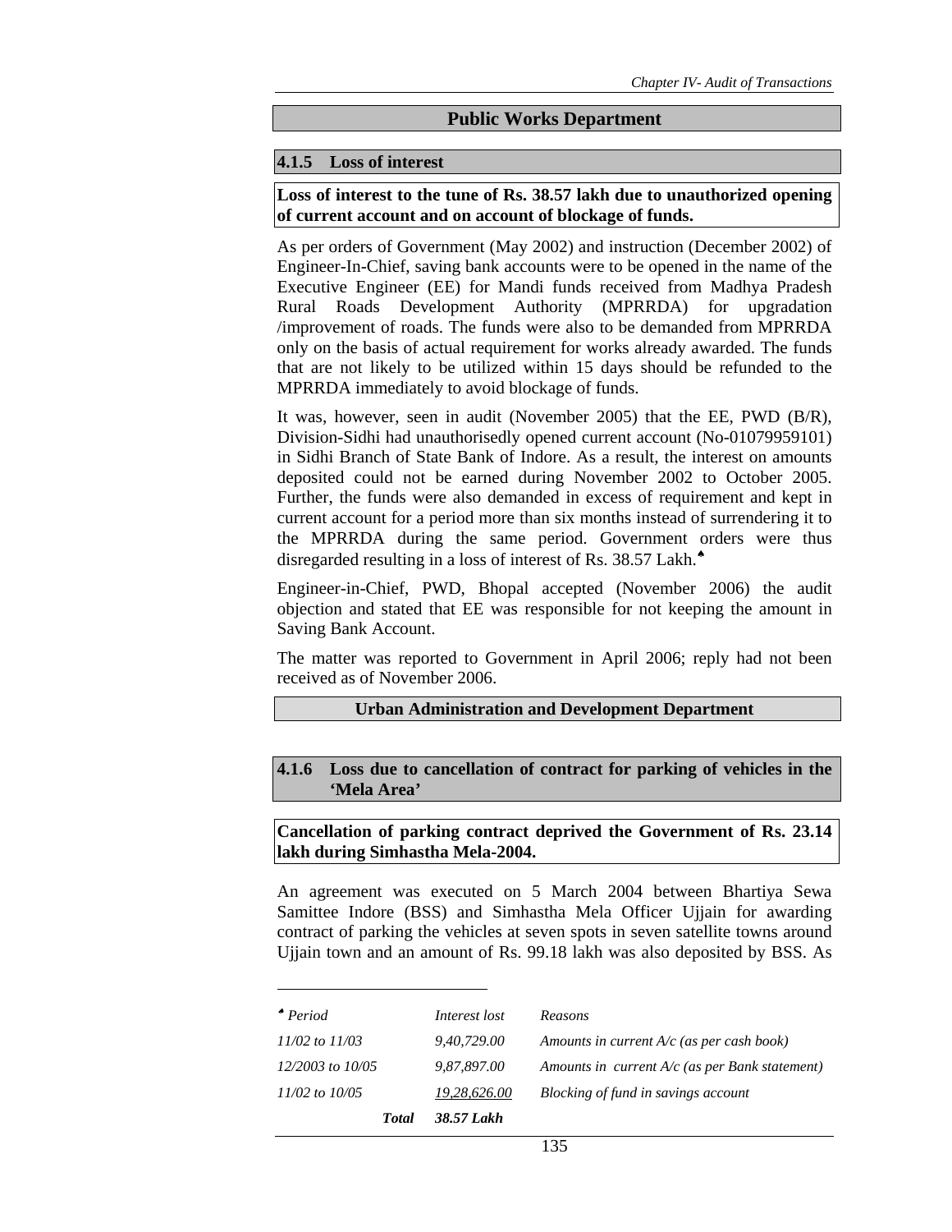## Public Works Department

### 4.1.5 Loss of interest

**Loss of interest to the tune of Rs. 38.57 lakh due to unauthorized opening of current account and on account of blockage of funds.**

As per orders of Government (May 2002) and instruction (December 2002) of Engineer-In-Chief, saving bank accounts were to be opened in the name of the Executive Engineer (EE) for Mandi funds received from Madhya Pradesh Rural Roads Development Authority (MPRRDA) for upgradation /improvement of roads. The funds were also to be demanded from MPRRDA only on the basis of actual requirement for works already awarded. The funds that are not likely to be utilized within 15 days should be refunded to the MPRRDA immediately to avoid blockage of funds.

It was, however, seen in audit (November 2005) that the EE, PWD (B/R), Division-Sidhi had unauthorisedly opened current account (No-01079959101) in Sidhi Branch of State Bank of Indore. As a result, the interest on amounts deposited could not be earned during November 2002 to October 2005. Further, the funds were also demanded in excess of requirement and kept in current account for a period more than six months instead of surrendering it to the MPRRDA during the same period. Government orders were thus disregarded resulting in a loss of interest of Rs. 38.57 Lakh.♠

Engineer-in-Chief, PWD, Bhopal accepted (November 2006) the audit objection and stated that EE was responsible for not keeping the amount in Saving Bank Account.

The matter was reported to Government in April 2006; reply had not been received as of November 2006.

## Urban Administration and Development Department

### 4.1.6 Loss due to cancellation of contract for parking of vehicles in the 'Mela Area'

**Cancellation of parking contract deprived the Government of Rs. 23.14 lakh during Simhastha Mela-2004.**

An agreement was executed on 5 March 2004 between Bhartiya Sewa Samittee Indore (BSS) and Simhastha Mela Officer Ujjain for awarding contract of parking the vehicles at seven spots in seven satellite towns around Ujjain town and an amount of Rs. 99.18 lakh was also deposited by BSS. As

---

| ♠ *Period* | *Interest lost* | *Reasons* |
|---|---|---|
| *11/02 to 11/03* | *9,40,729.00* | *Amounts in current A/c (as per cash book)* |
| *12/2003 to 10/05* | *9,87,897.00* | *Amounts in current A/c (as per Bank statement)* |
| *11/02 to 10/05* | *19,28,626.00* | *Blocking of fund in savings account* |
| ***Total*** | ***38.57 Lakh*** | |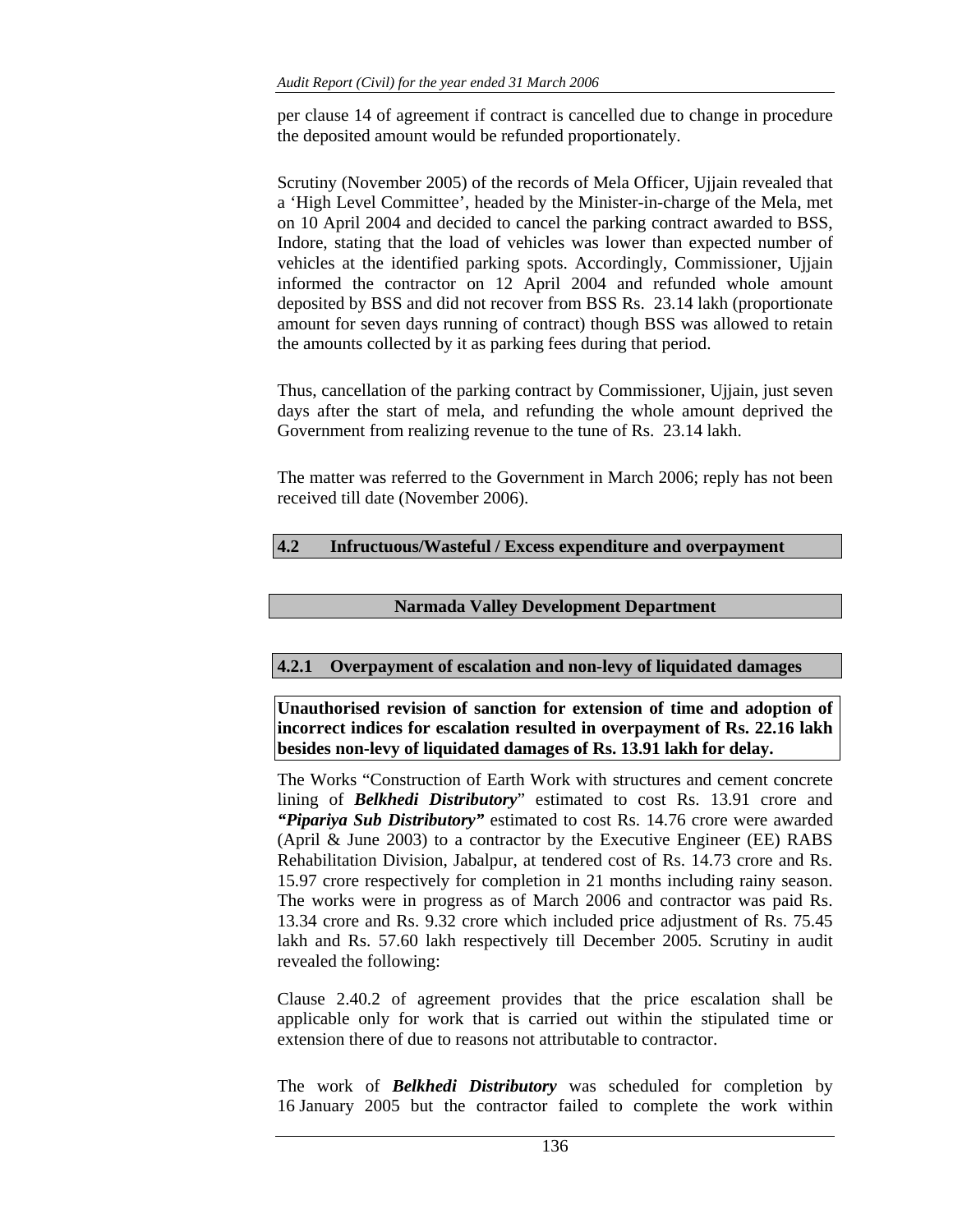per clause 14 of agreement if contract is cancelled due to change in procedure the deposited amount would be refunded proportionately.

Scrutiny (November 2005) of the records of Mela Officer, Ujjain revealed that a 'High Level Committee', headed by the Minister-in-charge of the Mela, met on 10 April 2004 and decided to cancel the parking contract awarded to BSS, Indore, stating that the load of vehicles was lower than expected number of vehicles at the identified parking spots. Accordingly, Commissioner, Ujjain informed the contractor on 12 April 2004 and refunded whole amount deposited by BSS and did not recover from BSS Rs. 23.14 lakh (proportionate amount for seven days running of contract) though BSS was allowed to retain the amounts collected by it as parking fees during that period.

Thus, cancellation of the parking contract by Commissioner, Ujjain, just seven days after the start of mela, and refunding the whole amount deprived the Government from realizing revenue to the tune of Rs. 23.14 lakh.

The matter was referred to the Government in March 2006; reply has not been received till date (November 2006).

## 4.2 Infructuous/Wasteful / Excess expenditure and overpayment

## Narmada Valley Development Department

### 4.2.1 Overpayment of escalation and non-levy of liquidated damages

**Unauthorised revision of sanction for extension of time and adoption of incorrect indices for escalation resulted in overpayment of Rs. 22.16 lakh besides non-levy of liquidated damages of Rs. 13.91 lakh for delay.**

The Works "Construction of Earth Work with structures and cement concrete lining of ***Belkhedi Distributory***" estimated to cost Rs. 13.91 crore and ***"Pipariya Sub Distributory"*** estimated to cost Rs. 14.76 crore were awarded (April & June 2003) to a contractor by the Executive Engineer (EE) RABS Rehabilitation Division, Jabalpur, at tendered cost of Rs. 14.73 crore and Rs. 15.97 crore respectively for completion in 21 months including rainy season. The works were in progress as of March 2006 and contractor was paid Rs. 13.34 crore and Rs. 9.32 crore which included price adjustment of Rs. 75.45 lakh and Rs. 57.60 lakh respectively till December 2005. Scrutiny in audit revealed the following:

Clause 2.40.2 of agreement provides that the price escalation shall be applicable only for work that is carried out within the stipulated time or extension there of due to reasons not attributable to contractor.

The work of ***Belkhedi Distributory*** was scheduled for completion by 16 January 2005 but the contractor failed to complete the work within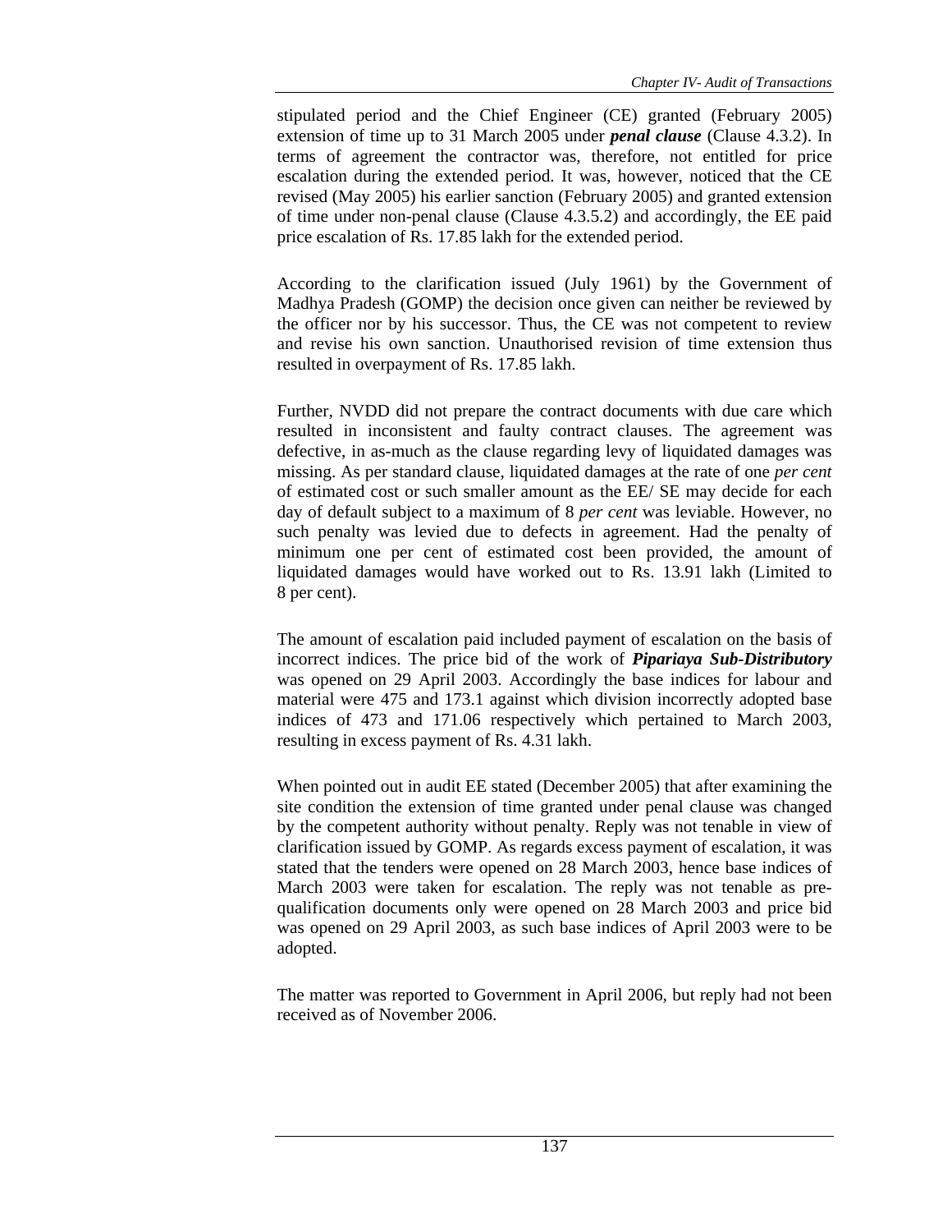stipulated period and the Chief Engineer (CE) granted (February 2005) extension of time up to 31 March 2005 under ***penal clause*** (Clause 4.3.2). In terms of agreement the contractor was, therefore, not entitled for price escalation during the extended period. It was, however, noticed that the CE revised (May 2005) his earlier sanction (February 2005) and granted extension of time under non-penal clause (Clause 4.3.5.2) and accordingly, the EE paid price escalation of Rs. 17.85 lakh for the extended period.

According to the clarification issued (July 1961) by the Government of Madhya Pradesh (GOMP) the decision once given can neither be reviewed by the officer nor by his successor. Thus, the CE was not competent to review and revise his own sanction. Unauthorised revision of time extension thus resulted in overpayment of Rs. 17.85 lakh.

Further, NVDD did not prepare the contract documents with due care which resulted in inconsistent and faulty contract clauses. The agreement was defective, in as-much as the clause regarding levy of liquidated damages was missing. As per standard clause, liquidated damages at the rate of one *per cent* of estimated cost or such smaller amount as the EE/ SE may decide for each day of default subject to a maximum of 8 *per cent* was leviable. However, no such penalty was levied due to defects in agreement. Had the penalty of minimum one per cent of estimated cost been provided, the amount of liquidated damages would have worked out to Rs. 13.91 lakh (Limited to 8 per cent).

The amount of escalation paid included payment of escalation on the basis of incorrect indices. The price bid of the work of ***Pipariaya Sub-Distributory*** was opened on 29 April 2003. Accordingly the base indices for labour and material were 475 and 173.1 against which division incorrectly adopted base indices of 473 and 171.06 respectively which pertained to March 2003, resulting in excess payment of Rs. 4.31 lakh.

When pointed out in audit EE stated (December 2005) that after examining the site condition the extension of time granted under penal clause was changed by the competent authority without penalty. Reply was not tenable in view of clarification issued by GOMP. As regards excess payment of escalation, it was stated that the tenders were opened on 28 March 2003, hence base indices of March 2003 were taken for escalation. The reply was not tenable as pre-qualification documents only were opened on 28 March 2003 and price bid was opened on 29 April 2003, as such base indices of April 2003 were to be adopted.

The matter was reported to Government in April 2006, but reply had not been received as of November 2006.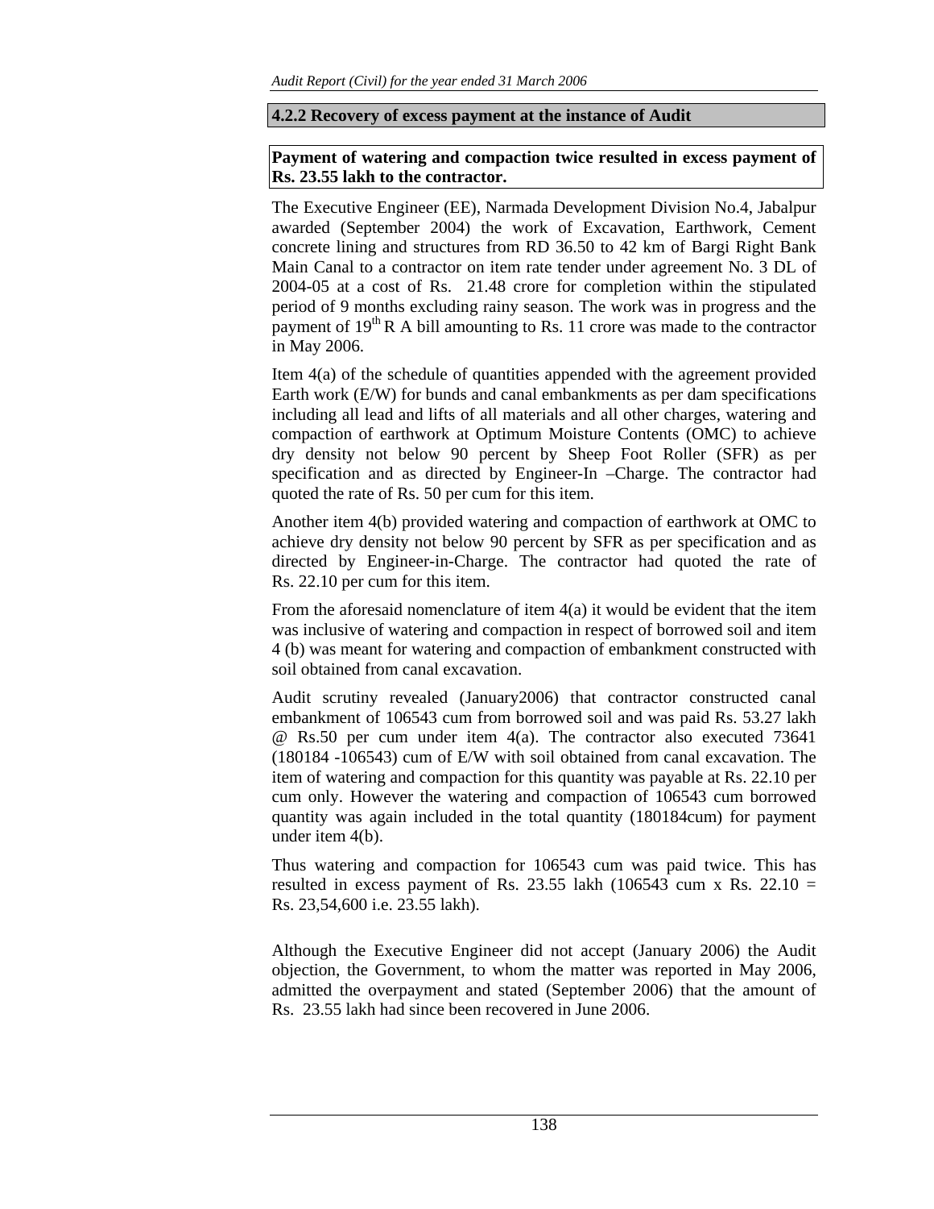### 4.2.2 Recovery of excess payment at the instance of Audit

**Payment of watering and compaction twice resulted in excess payment of Rs. 23.55 lakh to the contractor.**

The Executive Engineer (EE), Narmada Development Division No.4, Jabalpur awarded (September 2004) the work of Excavation, Earthwork, Cement concrete lining and structures from RD 36.50 to 42 km of Bargi Right Bank Main Canal to a contractor on item rate tender under agreement No. 3 DL of 2004-05 at a cost of Rs. 21.48 crore for completion within the stipulated period of 9 months excluding rainy season. The work was in progress and the payment of 19th R A bill amounting to Rs. 11 crore was made to the contractor in May 2006.

Item 4(a) of the schedule of quantities appended with the agreement provided Earth work (E/W) for bunds and canal embankments as per dam specifications including all lead and lifts of all materials and all other charges, watering and compaction of earthwork at Optimum Moisture Contents (OMC) to achieve dry density not below 90 percent by Sheep Foot Roller (SFR) as per specification and as directed by Engineer-In –Charge. The contractor had quoted the rate of Rs. 50 per cum for this item.

Another item 4(b) provided watering and compaction of earthwork at OMC to achieve dry density not below 90 percent by SFR as per specification and as directed by Engineer-in-Charge. The contractor had quoted the rate of Rs. 22.10 per cum for this item.

From the aforesaid nomenclature of item 4(a) it would be evident that the item was inclusive of watering and compaction in respect of borrowed soil and item 4 (b) was meant for watering and compaction of embankment constructed with soil obtained from canal excavation.

Audit scrutiny revealed (January2006) that contractor constructed canal embankment of 106543 cum from borrowed soil and was paid Rs. 53.27 lakh @ Rs.50 per cum under item 4(a). The contractor also executed 73641 (180184 -106543) cum of E/W with soil obtained from canal excavation. The item of watering and compaction for this quantity was payable at Rs. 22.10 per cum only. However the watering and compaction of 106543 cum borrowed quantity was again included in the total quantity (180184cum) for payment under item 4(b).

Thus watering and compaction for 106543 cum was paid twice. This has resulted in excess payment of Rs. 23.55 lakh (106543 cum x Rs. 22.10 = Rs. 23,54,600 i.e. 23.55 lakh).

Although the Executive Engineer did not accept (January 2006) the Audit objection, the Government, to whom the matter was reported in May 2006, admitted the overpayment and stated (September 2006) that the amount of Rs. 23.55 lakh had since been recovered in June 2006.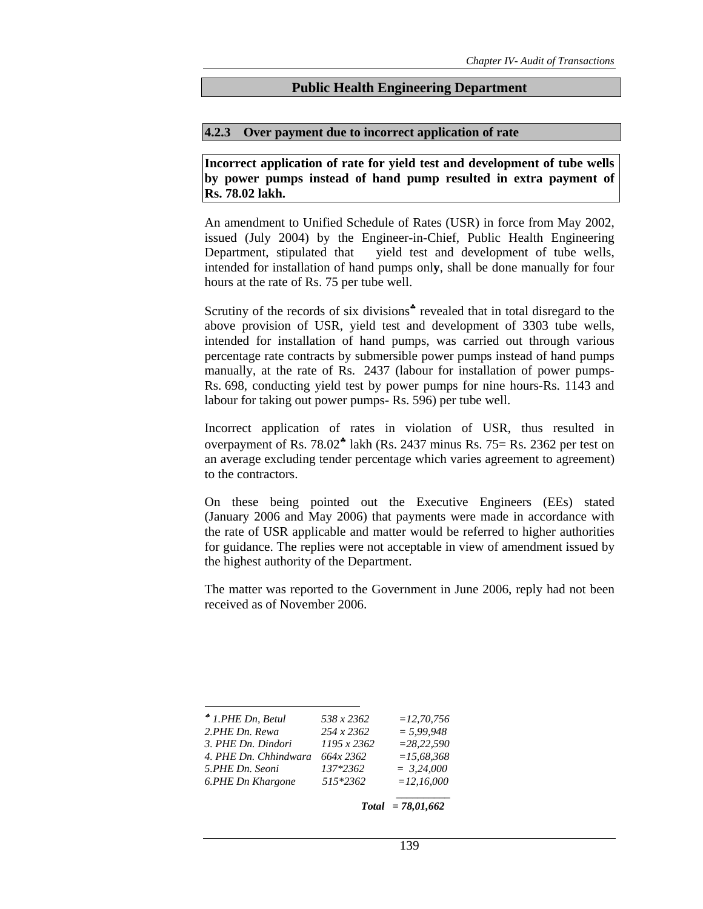## Public Health Engineering Department

### 4.2.3 Over payment due to incorrect application of rate

**Incorrect application of rate for yield test and development of tube wells by power pumps instead of hand pump resulted in extra payment of Rs. 78.02 lakh.**

An amendment to Unified Schedule of Rates (USR) in force from May 2002, issued (July 2004) by the Engineer-in-Chief, Public Health Engineering Department, stipulated that yield test and development of tube wells, intended for installation of hand pumps onl**y**, shall be done manually for four hours at the rate of Rs. 75 per tube well.

Scrutiny of the records of six divisions♣ revealed that in total disregard to the above provision of USR, yield test and development of 3303 tube wells, intended for installation of hand pumps, was carried out through various percentage rate contracts by submersible power pumps instead of hand pumps manually, at the rate of Rs. 2437 (labour for installation of power pumps-Rs. 698, conducting yield test by power pumps for nine hours-Rs. 1143 and labour for taking out power pumps- Rs. 596) per tube well.

Incorrect application of rates in violation of USR, thus resulted in overpayment of Rs. 78.02♣ lakh (Rs. 2437 minus Rs. 75= Rs. 2362 per test on an average excluding tender percentage which varies agreement to agreement) to the contractors.

On these being pointed out the Executive Engineers (EEs) stated (January 2006 and May 2006) that payments were made in accordance with the rate of USR applicable and matter would be referred to higher authorities for guidance. The replies were not acceptable in view of amendment issued by the highest authority of the Department.

The matter was reported to the Government in June 2006, reply had not been received as of November 2006.

---

| ♣ *1.PHE Dn, Betul* | *538 x 2362* | *=12,70,756* |
|---|---|---|
| *2.PHE Dn. Rewa* | *254 x 2362* | *= 5,99,948* |
| *3. PHE Dn. Dindori* | *1195 x 2362* | *=28,22,590* |
| *4. PHE Dn. Chhindwara* | *664x 2362* | *=15,68,368* |
| *5.PHE Dn. Seoni* | *137*2362* | *= 3,24,000* |
| *6.PHE Dn Khargone* | *515*2362* | *=12,16,000* |
| | ***Total*** | ***= 78,01,662*** |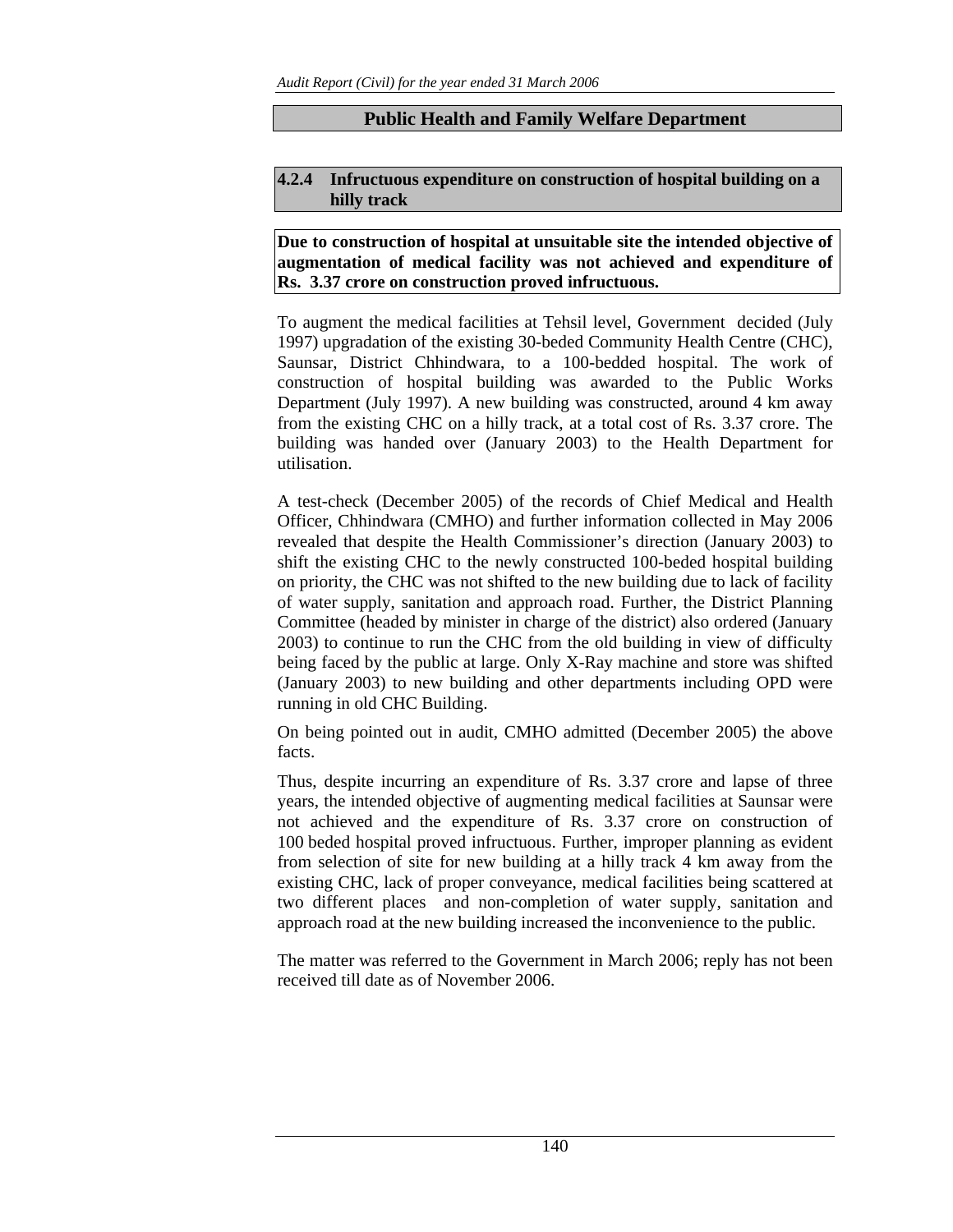## Public Health and Family Welfare Department

### 4.2.4 Infructuous expenditure on construction of hospital building on a hilly track

**Due to construction of hospital at unsuitable site the intended objective of augmentation of medical facility was not achieved and expenditure of Rs. 3.37 crore on construction proved infructuous.**

To augment the medical facilities at Tehsil level, Government decided (July 1997) upgradation of the existing 30-beded Community Health Centre (CHC), Saunsar, District Chhindwara, to a 100-bedded hospital. The work of construction of hospital building was awarded to the Public Works Department (July 1997). A new building was constructed, around 4 km away from the existing CHC on a hilly track, at a total cost of Rs. 3.37 crore. The building was handed over (January 2003) to the Health Department for utilisation.

A test-check (December 2005) of the records of Chief Medical and Health Officer, Chhindwara (CMHO) and further information collected in May 2006 revealed that despite the Health Commissioner's direction (January 2003) to shift the existing CHC to the newly constructed 100-beded hospital building on priority, the CHC was not shifted to the new building due to lack of facility of water supply, sanitation and approach road. Further, the District Planning Committee (headed by minister in charge of the district) also ordered (January 2003) to continue to run the CHC from the old building in view of difficulty being faced by the public at large. Only X-Ray machine and store was shifted (January 2003) to new building and other departments including OPD were running in old CHC Building.

On being pointed out in audit, CMHO admitted (December 2005) the above facts.

Thus, despite incurring an expenditure of Rs. 3.37 crore and lapse of three years, the intended objective of augmenting medical facilities at Saunsar were not achieved and the expenditure of Rs. 3.37 crore on construction of 100 beded hospital proved infructuous. Further, improper planning as evident from selection of site for new building at a hilly track 4 km away from the existing CHC, lack of proper conveyance, medical facilities being scattered at two different places and non-completion of water supply, sanitation and approach road at the new building increased the inconvenience to the public.

The matter was referred to the Government in March 2006; reply has not been received till date as of November 2006.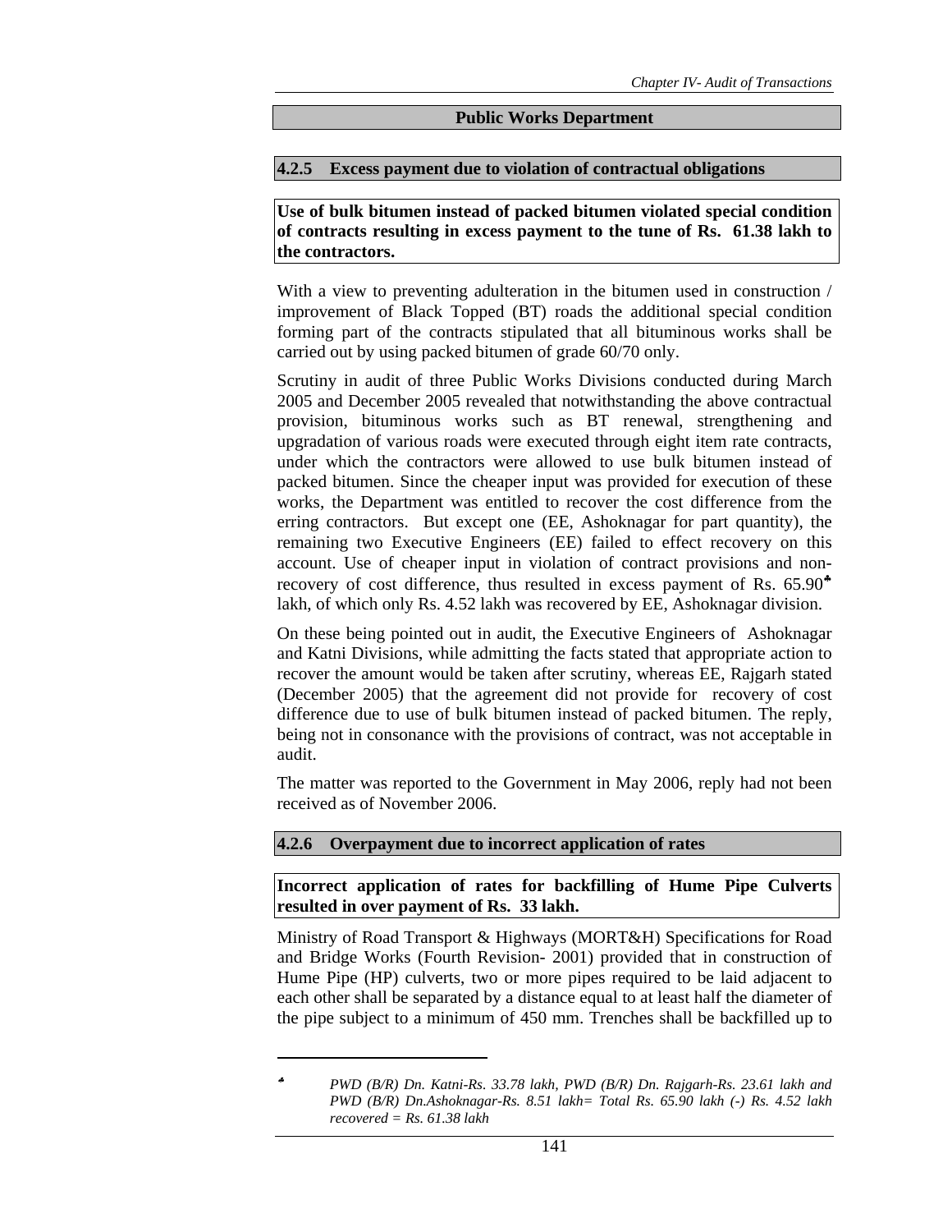## Public Works Department

### 4.2.5 Excess payment due to violation of contractual obligations

**Use of bulk bitumen instead of packed bitumen violated special condition of contracts resulting in excess payment to the tune of Rs. 61.38 lakh to the contractors.**

With a view to preventing adulteration in the bitumen used in construction / improvement of Black Topped (BT) roads the additional special condition forming part of the contracts stipulated that all bituminous works shall be carried out by using packed bitumen of grade 60/70 only.

Scrutiny in audit of three Public Works Divisions conducted during March 2005 and December 2005 revealed that notwithstanding the above contractual provision, bituminous works such as BT renewal, strengthening and upgradation of various roads were executed through eight item rate contracts, under which the contractors were allowed to use bulk bitumen instead of packed bitumen. Since the cheaper input was provided for execution of these works, the Department was entitled to recover the cost difference from the erring contractors. But except one (EE, Ashoknagar for part quantity), the remaining two Executive Engineers (EE) failed to effect recovery on this account. Use of cheaper input in violation of contract provisions and non-recovery of cost difference, thus resulted in excess payment of Rs. 65.90[♣] lakh, of which only Rs. 4.52 lakh was recovered by EE, Ashoknagar division.

On these being pointed out in audit, the Executive Engineers of Ashoknagar and Katni Divisions, while admitting the facts stated that appropriate action to recover the amount would be taken after scrutiny, whereas EE, Rajgarh stated (December 2005) that the agreement did not provide for recovery of cost difference due to use of bulk bitumen instead of packed bitumen. The reply, being not in consonance with the provisions of contract, was not acceptable in audit.

The matter was reported to the Government in May 2006, reply had not been received as of November 2006.

### 4.2.6 Overpayment due to incorrect application of rates

**Incorrect application of rates for backfilling of Hume Pipe Culverts resulted in over payment of Rs. 33 lakh.**

Ministry of Road Transport & Highways (MORT&H) Specifications for Road and Bridge Works (Fourth Revision- 2001) provided that in construction of Hume Pipe (HP) culverts, two or more pipes required to be laid adjacent to each other shall be separated by a distance equal to at least half the diameter of the pipe subject to a minimum of 450 mm. Trenches shall be backfilled up to

---

[♣] *PWD (B/R) Dn. Katni-Rs. 33.78 lakh, PWD (B/R) Dn. Rajgarh-Rs. 23.61 lakh and PWD (B/R) Dn.Ashoknagar-Rs. 8.51 lakh= Total Rs. 65.90 lakh (-) Rs. 4.52 lakh recovered = Rs. 61.38 lakh*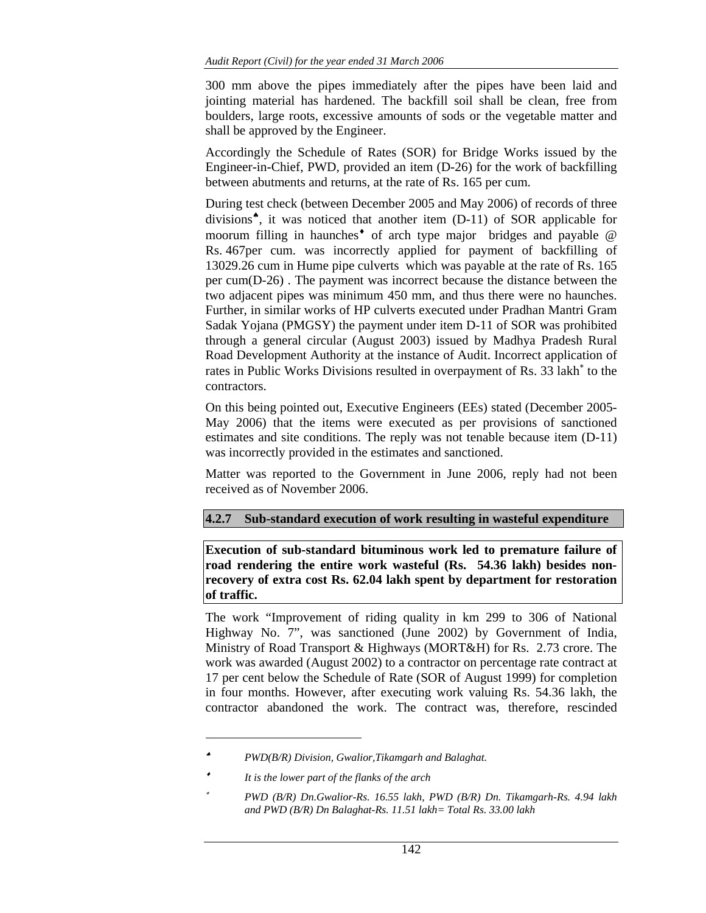300 mm above the pipes immediately after the pipes have been laid and jointing material has hardened. The backfill soil shall be clean, free from boulders, large roots, excessive amounts of sods or the vegetable matter and shall be approved by the Engineer.

Accordingly the Schedule of Rates (SOR) for Bridge Works issued by the Engineer-in-Chief, PWD, provided an item (D-26) for the work of backfilling between abutments and returns, at the rate of Rs. 165 per cum.

During test check (between December 2005 and May 2006) of records of three divisions[♠], it was noticed that another item (D-11) of SOR applicable for moorum filling in haunches[♦] of arch type major bridges and payable @ Rs. 467per cum. was incorrectly applied for payment of backfilling of 13029.26 cum in Hume pipe culverts which was payable at the rate of Rs. 165 per cum(D-26) . The payment was incorrect because the distance between the two adjacent pipes was minimum 450 mm, and thus there were no haunches. Further, in similar works of HP culverts executed under Pradhan Mantri Gram Sadak Yojana (PMGSY) the payment under item D-11 of SOR was prohibited through a general circular (August 2003) issued by Madhya Pradesh Rural Road Development Authority at the instance of Audit. Incorrect application of rates in Public Works Divisions resulted in overpayment of Rs. 33 lakh[*] to the contractors.

On this being pointed out, Executive Engineers (EEs) stated (December 2005-May 2006) that the items were executed as per provisions of sanctioned estimates and site conditions. The reply was not tenable because item (D-11) was incorrectly provided in the estimates and sanctioned.

Matter was reported to the Government in June 2006, reply had not been received as of November 2006.

### 4.2.7 Sub-standard execution of work resulting in wasteful expenditure

**Execution of sub-standard bituminous work led to premature failure of road rendering the entire work wasteful (Rs. 54.36 lakh) besides non-recovery of extra cost Rs. 62.04 lakh spent by department for restoration of traffic.**

The work "Improvement of riding quality in km 299 to 306 of National Highway No. 7", was sanctioned (June 2002) by Government of India, Ministry of Road Transport & Highways (MORT&H) for Rs. 2.73 crore. The work was awarded (August 2002) to a contractor on percentage rate contract at 17 per cent below the Schedule of Rate (SOR of August 1999) for completion in four months. However, after executing work valuing Rs. 54.36 lakh, the contractor abandoned the work. The contract was, therefore, rescinded

---

[♠] *PWD(B/R) Division, Gwalior,Tikamgarh and Balaghat.*

[♦] *It is the lower part of the flanks of the arch*

[*] *PWD (B/R) Dn.Gwalior-Rs. 16.55 lakh, PWD (B/R) Dn. Tikamgarh-Rs. 4.94 lakh and PWD (B/R) Dn Balaghat-Rs. 11.51 lakh= Total Rs. 33.00 lakh*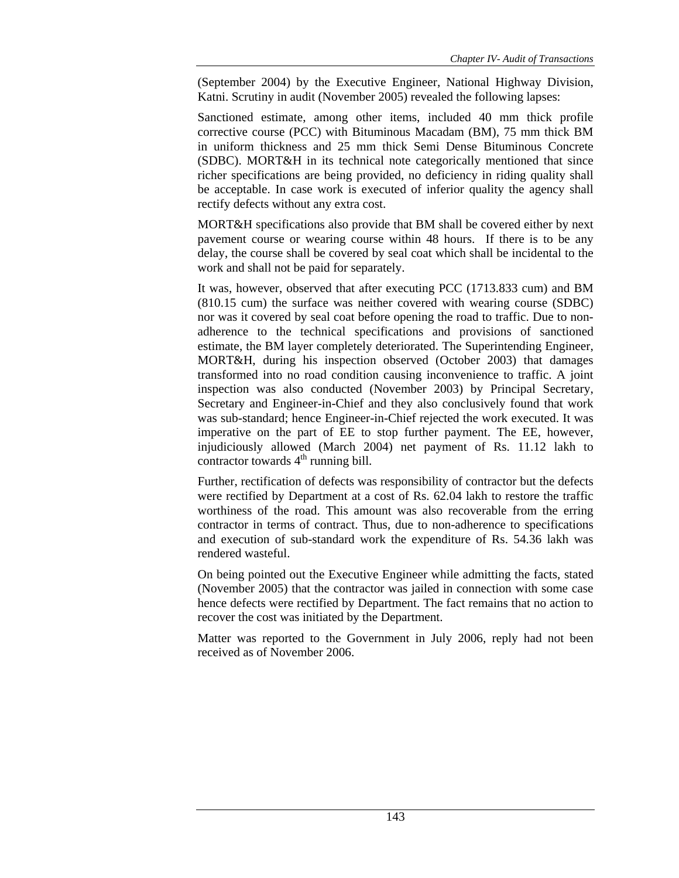(September 2004) by the Executive Engineer, National Highway Division, Katni. Scrutiny in audit (November 2005) revealed the following lapses:

Sanctioned estimate, among other items, included 40 mm thick profile corrective course (PCC) with Bituminous Macadam (BM), 75 mm thick BM in uniform thickness and 25 mm thick Semi Dense Bituminous Concrete (SDBC). MORT&H in its technical note categorically mentioned that since richer specifications are being provided, no deficiency in riding quality shall be acceptable. In case work is executed of inferior quality the agency shall rectify defects without any extra cost.

MORT&H specifications also provide that BM shall be covered either by next pavement course or wearing course within 48 hours. If there is to be any delay, the course shall be covered by seal coat which shall be incidental to the work and shall not be paid for separately.

It was, however, observed that after executing PCC (1713.833 cum) and BM (810.15 cum) the surface was neither covered with wearing course (SDBC) nor was it covered by seal coat before opening the road to traffic. Due to non-adherence to the technical specifications and provisions of sanctioned estimate, the BM layer completely deteriorated. The Superintending Engineer, MORT&H, during his inspection observed (October 2003) that damages transformed into no road condition causing inconvenience to traffic. A joint inspection was also conducted (November 2003) by Principal Secretary, Secretary and Engineer-in-Chief and they also conclusively found that work was sub-standard; hence Engineer-in-Chief rejected the work executed. It was imperative on the part of EE to stop further payment. The EE, however, injudiciously allowed (March 2004) net payment of Rs. 11.12 lakh to contractor towards 4th running bill.

Further, rectification of defects was responsibility of contractor but the defects were rectified by Department at a cost of Rs. 62.04 lakh to restore the traffic worthiness of the road. This amount was also recoverable from the erring contractor in terms of contract. Thus, due to non-adherence to specifications and execution of sub-standard work the expenditure of Rs. 54.36 lakh was rendered wasteful.

On being pointed out the Executive Engineer while admitting the facts, stated (November 2005) that the contractor was jailed in connection with some case hence defects were rectified by Department. The fact remains that no action to recover the cost was initiated by the Department.

Matter was reported to the Government in July 2006, reply had not been received as of November 2006.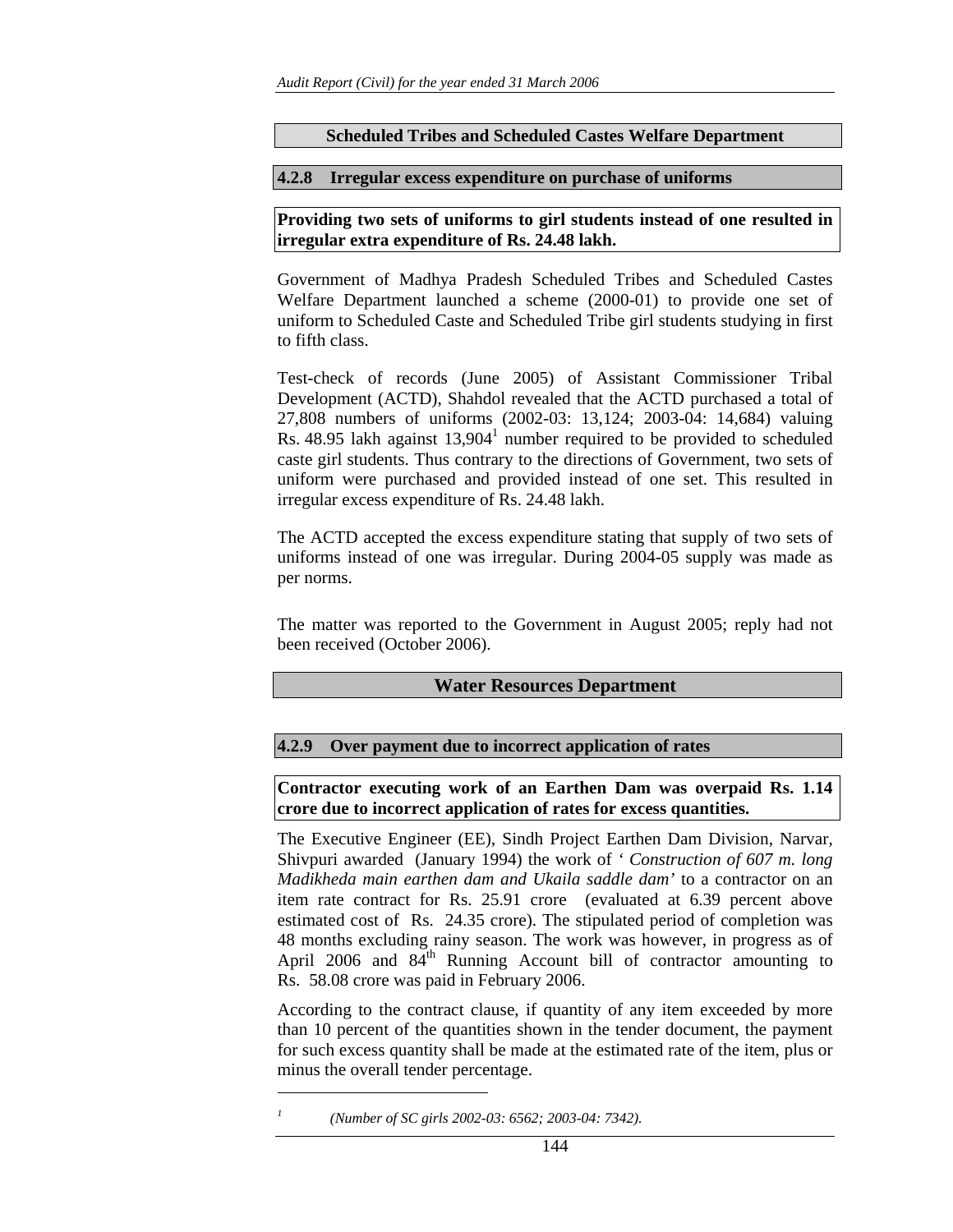## Scheduled Tribes and Scheduled Castes Welfare Department

### 4.2.8 Irregular excess expenditure on purchase of uniforms

**Providing two sets of uniforms to girl students instead of one resulted in irregular extra expenditure of Rs. 24.48 lakh.**

Government of Madhya Pradesh Scheduled Tribes and Scheduled Castes Welfare Department launched a scheme (2000-01) to provide one set of uniform to Scheduled Caste and Scheduled Tribe girl students studying in first to fifth class.

Test-check of records (June 2005) of Assistant Commissioner Tribal Development (ACTD), Shahdol revealed that the ACTD purchased a total of 27,808 numbers of uniforms (2002-03: 13,124; 2003-04: 14,684) valuing Rs. 48.95 lakh against 13,904[1] number required to be provided to scheduled caste girl students. Thus contrary to the directions of Government, two sets of uniform were purchased and provided instead of one set. This resulted in irregular excess expenditure of Rs. 24.48 lakh.

The ACTD accepted the excess expenditure stating that supply of two sets of uniforms instead of one was irregular. During 2004-05 supply was made as per norms.

The matter was reported to the Government in August 2005; reply had not been received (October 2006).

## Water Resources Department

### 4.2.9 Over payment due to incorrect application of rates

**Contractor executing work of an Earthen Dam was overpaid Rs. 1.14 crore due to incorrect application of rates for excess quantities.**

The Executive Engineer (EE), Sindh Project Earthen Dam Division, Narvar, Shivpuri awarded (January 1994) the work of *'Construction of 607 m. long Madikheda main earthen dam and Ukaila saddle dam'* to a contractor on an item rate contract for Rs. 25.91 crore (evaluated at 6.39 percent above estimated cost of Rs. 24.35 crore). The stipulated period of completion was 48 months excluding rainy season. The work was however, in progress as of April 2006 and 84th Running Account bill of contractor amounting to Rs. 58.08 crore was paid in February 2006.

According to the contract clause, if quantity of any item exceeded by more than 10 percent of the quantities shown in the tender document, the payment for such excess quantity shall be made at the estimated rate of the item, plus or minus the overall tender percentage.

---

[1] *(Number of SC girls 2002-03: 6562; 2003-04: 7342).*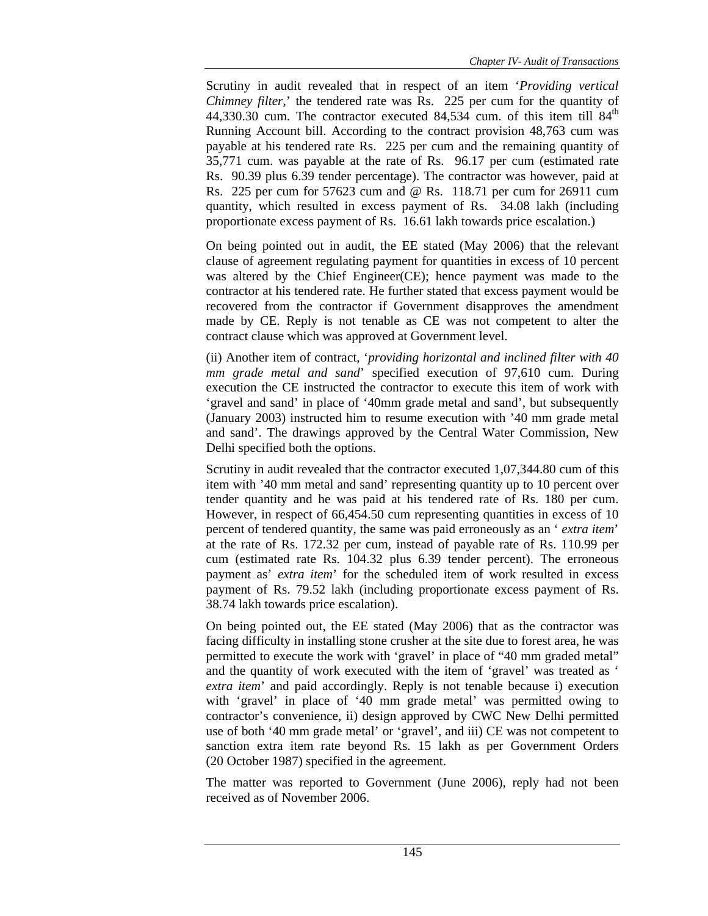Scrutiny in audit revealed that in respect of an item '*Providing vertical Chimney filter*,' the tendered rate was Rs. 225 per cum for the quantity of 44,330.30 cum. The contractor executed 84,534 cum. of this item till 84th Running Account bill. According to the contract provision 48,763 cum was payable at his tendered rate Rs. 225 per cum and the remaining quantity of 35,771 cum. was payable at the rate of Rs. 96.17 per cum (estimated rate Rs. 90.39 plus 6.39 tender percentage). The contractor was however, paid at Rs. 225 per cum for 57623 cum and @ Rs. 118.71 per cum for 26911 cum quantity, which resulted in excess payment of Rs. 34.08 lakh (including proportionate excess payment of Rs. 16.61 lakh towards price escalation.)

On being pointed out in audit, the EE stated (May 2006) that the relevant clause of agreement regulating payment for quantities in excess of 10 percent was altered by the Chief Engineer(CE); hence payment was made to the contractor at his tendered rate. He further stated that excess payment would be recovered from the contractor if Government disapproves the amendment made by CE. Reply is not tenable as CE was not competent to alter the contract clause which was approved at Government level.

(ii) Another item of contract, '*providing horizontal and inclined filter with 40 mm grade metal and sand*' specified execution of 97,610 cum. During execution the CE instructed the contractor to execute this item of work with 'gravel and sand' in place of '40mm grade metal and sand', but subsequently (January 2003) instructed him to resume execution with '40 mm grade metal and sand'. The drawings approved by the Central Water Commission, New Delhi specified both the options.

Scrutiny in audit revealed that the contractor executed 1,07,344.80 cum of this item with '40 mm metal and sand' representing quantity up to 10 percent over tender quantity and he was paid at his tendered rate of Rs. 180 per cum. However, in respect of 66,454.50 cum representing quantities in excess of 10 percent of tendered quantity, the same was paid erroneously as an '*extra item*' at the rate of Rs. 172.32 per cum, instead of payable rate of Rs. 110.99 per cum (estimated rate Rs. 104.32 plus 6.39 tender percent). The erroneous payment as' *extra item*' for the scheduled item of work resulted in excess payment of Rs. 79.52 lakh (including proportionate excess payment of Rs. 38.74 lakh towards price escalation).

On being pointed out, the EE stated (May 2006) that as the contractor was facing difficulty in installing stone crusher at the site due to forest area, he was permitted to execute the work with 'gravel' in place of "40 mm graded metal" and the quantity of work executed with the item of 'gravel' was treated as '*extra item*' and paid accordingly. Reply is not tenable because i) execution with 'gravel' in place of '40 mm grade metal' was permitted owing to contractor's convenience, ii) design approved by CWC New Delhi permitted use of both '40 mm grade metal' or 'gravel', and iii) CE was not competent to sanction extra item rate beyond Rs. 15 lakh as per Government Orders (20 October 1987) specified in the agreement.

The matter was reported to Government (June 2006), reply had not been received as of November 2006.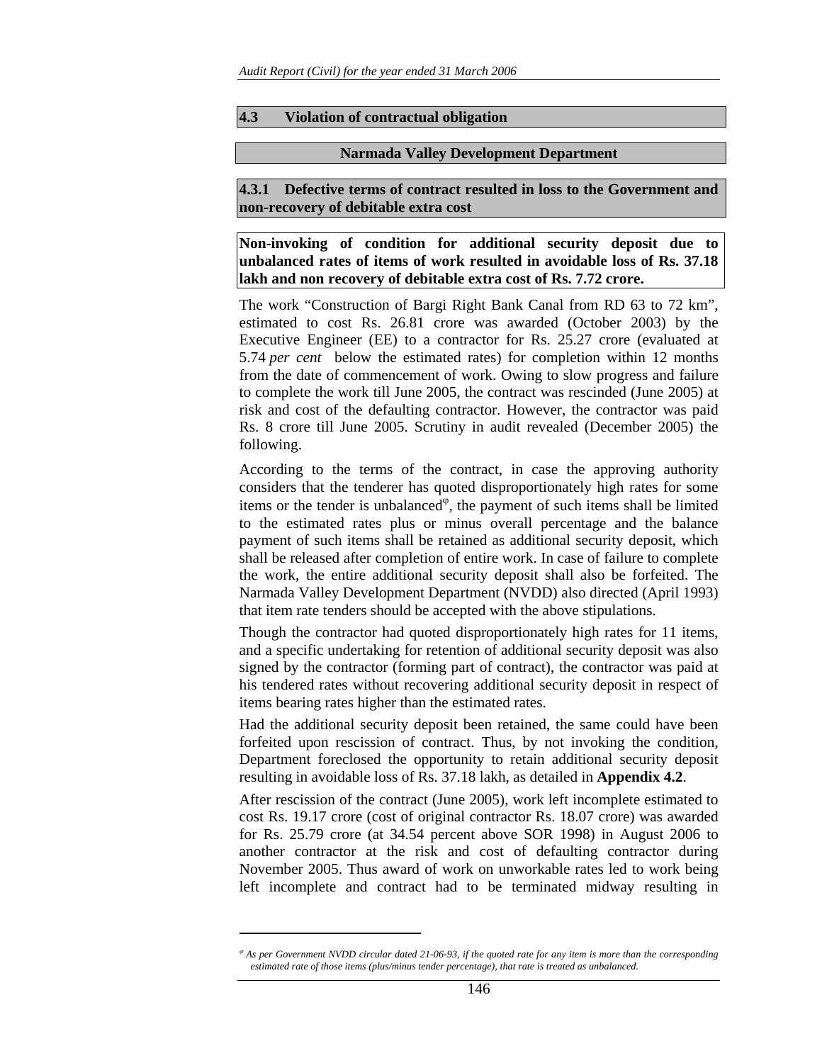## 4.3 Violation of contractual obligation

### Narmada Valley Development Department

### 4.3.1 Defective terms of contract resulted in loss to the Government and non-recovery of debitable extra cost

**Non-invoking of condition for additional security deposit due to unbalanced rates of items of work resulted in avoidable loss of Rs. 37.18 lakh and non recovery of debitable extra cost of Rs. 7.72 crore.**

The work "Construction of Bargi Right Bank Canal from RD 63 to 72 km", estimated to cost Rs. 26.81 crore was awarded (October 2003) by the Executive Engineer (EE) to a contractor for Rs. 25.27 crore (evaluated at 5.74 *per cent* below the estimated rates) for completion within 12 months from the date of commencement of work. Owing to slow progress and failure to complete the work till June 2005, the contract was rescinded (June 2005) at risk and cost of the defaulting contractor. However, the contractor was paid Rs. 8 crore till June 2005. Scrutiny in audit revealed (December 2005) the following.

According to the terms of the contract, in case the approving authority considers that the tenderer has quoted disproportionately high rates for some items or the tender is unbalanced[φ], the payment of such items shall be limited to the estimated rates plus or minus overall percentage and the balance payment of such items shall be retained as additional security deposit, which shall be released after completion of entire work. In case of failure to complete the work, the entire additional security deposit shall also be forfeited. The Narmada Valley Development Department (NVDD) also directed (April 1993) that item rate tenders should be accepted with the above stipulations.

Though the contractor had quoted disproportionately high rates for 11 items, and a specific undertaking for retention of additional security deposit was also signed by the contractor (forming part of contract), the contractor was paid at his tendered rates without recovering additional security deposit in respect of items bearing rates higher than the estimated rates.

Had the additional security deposit been retained, the same could have been forfeited upon rescission of contract. Thus, by not invoking the condition, Department foreclosed the opportunity to retain additional security deposit resulting in avoidable loss of Rs. 37.18 lakh, as detailed in **Appendix 4.2**.

After rescission of the contract (June 2005), work left incomplete estimated to cost Rs. 19.17 crore (cost of original contractor Rs. 18.07 crore) was awarded for Rs. 25.79 crore (at 34.54 percent above SOR 1998) in August 2006 to another contractor at the risk and cost of defaulting contractor during November 2005. Thus award of work on unworkable rates led to work being left incomplete and contract had to be terminated midway resulting in

---

[φ] *As per Government NVDD circular dated 21-06-93, if the quoted rate for any item is more than the corresponding estimated rate of those items (plus/minus tender percentage), that rate is treated as unbalanced.*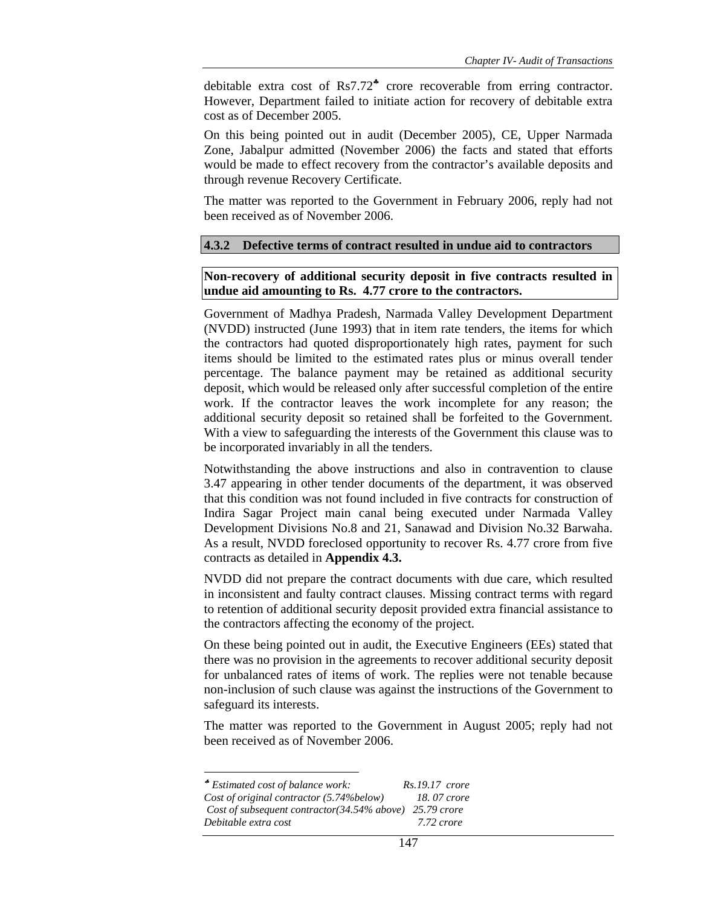debitable extra cost of Rs7.72[♣] crore recoverable from erring contractor. However, Department failed to initiate action for recovery of debitable extra cost as of December 2005.

On this being pointed out in audit (December 2005), CE, Upper Narmada Zone, Jabalpur admitted (November 2006) the facts and stated that efforts would be made to effect recovery from the contractor's available deposits and through revenue Recovery Certificate.

The matter was reported to the Government in February 2006, reply had not been received as of November 2006.

### 4.3.2 Defective terms of contract resulted in undue aid to contractors

**Non-recovery of additional security deposit in five contracts resulted in undue aid amounting to Rs. 4.77 crore to the contractors.**

Government of Madhya Pradesh, Narmada Valley Development Department (NVDD) instructed (June 1993) that in item rate tenders, the items for which the contractors had quoted disproportionately high rates, payment for such items should be limited to the estimated rates plus or minus overall tender percentage. The balance payment may be retained as additional security deposit, which would be released only after successful completion of the entire work. If the contractor leaves the work incomplete for any reason; the additional security deposit so retained shall be forfeited to the Government. With a view to safeguarding the interests of the Government this clause was to be incorporated invariably in all the tenders.

Notwithstanding the above instructions and also in contravention to clause 3.47 appearing in other tender documents of the department, it was observed that this condition was not found included in five contracts for construction of Indira Sagar Project main canal being executed under Narmada Valley Development Divisions No.8 and 21, Sanawad and Division No.32 Barwaha. As a result, NVDD foreclosed opportunity to recover Rs. 4.77 crore from five contracts as detailed in **Appendix 4.3.**

NVDD did not prepare the contract documents with due care, which resulted in inconsistent and faulty contract clauses. Missing contract terms with regard to retention of additional security deposit provided extra financial assistance to the contractors affecting the economy of the project.

On these being pointed out in audit, the Executive Engineers (EEs) stated that there was no provision in the agreements to recover additional security deposit for unbalanced rates of items of work. The replies were not tenable because non-inclusion of such clause was against the instructions of the Government to safeguard its interests.

The matter was reported to the Government in August 2005; reply had not been received as of November 2006.

---

[♣] *Estimated cost of balance work:* *Rs.19.17 crore*
*Cost of original contractor (5.74%below)* *18. 07 crore*
*Cost of subsequent contractor(34.54% above)* *25.79 crore*
*Debitable extra cost* *7.72 crore*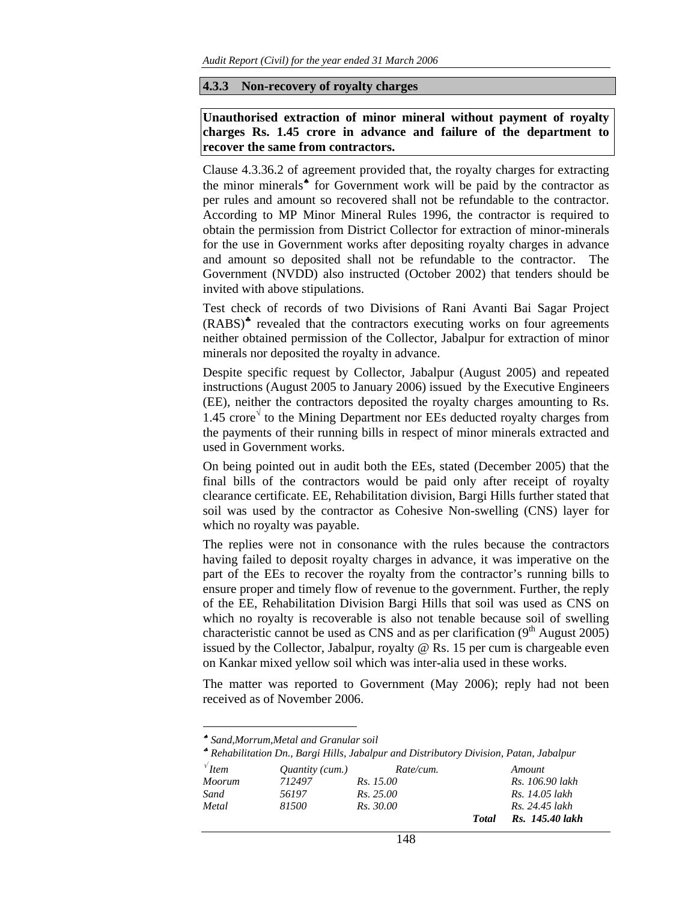### 4.3.3 Non-recovery of royalty charges

**Unauthorised extraction of minor mineral without payment of royalty charges Rs. 1.45 crore in advance and failure of the department to recover the same from contractors.**

Clause 4.3.36.2 of agreement provided that, the royalty charges for extracting the minor minerals[♠] for Government work will be paid by the contractor as per rules and amount so recovered shall not be refundable to the contractor. According to MP Minor Mineral Rules 1996, the contractor is required to obtain the permission from District Collector for extraction of minor-minerals for the use in Government works after depositing royalty charges in advance and amount so deposited shall not be refundable to the contractor. The Government (NVDD) also instructed (October 2002) that tenders should be invited with above stipulations.

Test check of records of two Divisions of Rani Avanti Bai Sagar Project (RABS)[♣] revealed that the contractors executing works on four agreements neither obtained permission of the Collector, Jabalpur for extraction of minor minerals nor deposited the royalty in advance.

Despite specific request by Collector, Jabalpur (August 2005) and repeated instructions (August 2005 to January 2006) issued by the Executive Engineers (EE), neither the contractors deposited the royalty charges amounting to Rs. 1.45 crore[√] to the Mining Department nor EEs deducted royalty charges from the payments of their running bills in respect of minor minerals extracted and used in Government works.

On being pointed out in audit both the EEs, stated (December 2005) that the final bills of the contractors would be paid only after receipt of royalty clearance certificate. EE, Rehabilitation division, Bargi Hills further stated that soil was used by the contractor as Cohesive Non-swelling (CNS) layer for which no royalty was payable.

The replies were not in consonance with the rules because the contractors having failed to deposit royalty charges in advance, it was imperative on the part of the EEs to recover the royalty from the contractor's running bills to ensure proper and timely flow of revenue to the government. Further, the reply of the EE, Rehabilitation Division Bargi Hills that soil was used as CNS on which no royalty is recoverable is also not tenable because soil of swelling characteristic cannot be used as CNS and as per clarification (9th August 2005) issued by the Collector, Jabalpur, royalty @ Rs. 15 per cum is chargeable even on Kankar mixed yellow soil which was inter-alia used in these works.

The matter was reported to Government (May 2006); reply had not been received as of November 2006.

---

♠ *Sand,Morrum,Metal and Granular soil*

♣ *Rehabilitation Dn., Bargi Hills, Jabalpur and Distributory Division, Patan, Jabalpur*

√

| *Item* | *Quantity (cum.)* | *Rate/cum.* | *Amount* |
|---|---|---|---|
| *Moorum* | *712497* | *Rs. 15.00* | *Rs. 106.90 lakh* |
| *Sand* | *56197* | *Rs. 25.00* | *Rs. 14.05 lakh* |
| *Metal* | *81500* | *Rs. 30.00* | *Rs. 24.45 lakh* |
| | | ***Total*** | ***Rs. 145.40 lakh*** |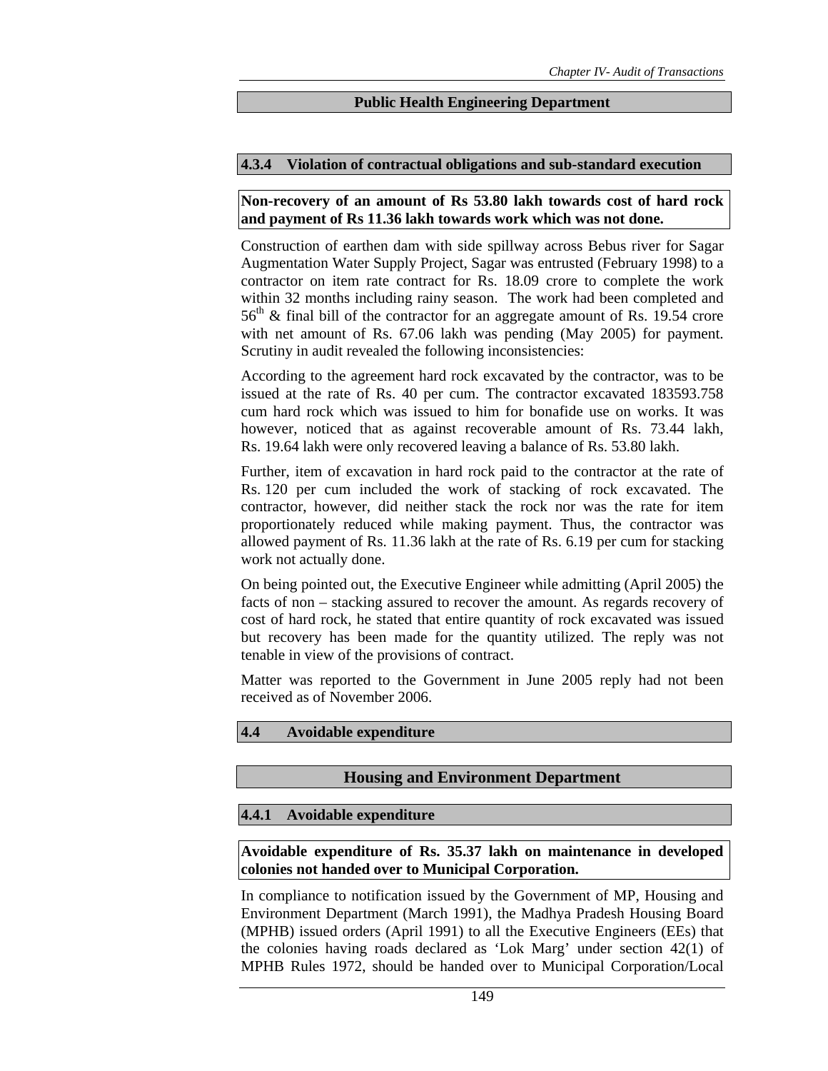## Public Health Engineering Department

### 4.3.4 Violation of contractual obligations and sub-standard execution

**Non-recovery of an amount of Rs 53.80 lakh towards cost of hard rock and payment of Rs 11.36 lakh towards work which was not done.**

Construction of earthen dam with side spillway across Bebus river for Sagar Augmentation Water Supply Project, Sagar was entrusted (February 1998) to a contractor on item rate contract for Rs. 18.09 crore to complete the work within 32 months including rainy season. The work had been completed and $56^{th}$ & final bill of the contractor for an aggregate amount of Rs. 19.54 crore with net amount of Rs. 67.06 lakh was pending (May 2005) for payment. Scrutiny in audit revealed the following inconsistencies:

According to the agreement hard rock excavated by the contractor, was to be issued at the rate of Rs. 40 per cum. The contractor excavated 183593.758 cum hard rock which was issued to him for bonafide use on works. It was however, noticed that as against recoverable amount of Rs. 73.44 lakh, Rs. 19.64 lakh were only recovered leaving a balance of Rs. 53.80 lakh.

Further, item of excavation in hard rock paid to the contractor at the rate of Rs. 120 per cum included the work of stacking of rock excavated. The contractor, however, did neither stack the rock nor was the rate for item proportionately reduced while making payment. Thus, the contractor was allowed payment of Rs. 11.36 lakh at the rate of Rs. 6.19 per cum for stacking work not actually done.

On being pointed out, the Executive Engineer while admitting (April 2005) the facts of non – stacking assured to recover the amount. As regards recovery of cost of hard rock, he stated that entire quantity of rock excavated was issued but recovery has been made for the quantity utilized. The reply was not tenable in view of the provisions of contract.

Matter was reported to the Government in June 2005 reply had not been received as of November 2006.

## 4.4 Avoidable expenditure

## Housing and Environment Department

### 4.4.1 Avoidable expenditure

**Avoidable expenditure of Rs. 35.37 lakh on maintenance in developed colonies not handed over to Municipal Corporation.**

In compliance to notification issued by the Government of MP, Housing and Environment Department (March 1991), the Madhya Pradesh Housing Board (MPHB) issued orders (April 1991) to all the Executive Engineers (EEs) that the colonies having roads declared as 'Lok Marg' under section 42(1) of MPHB Rules 1972, should be handed over to Municipal Corporation/Local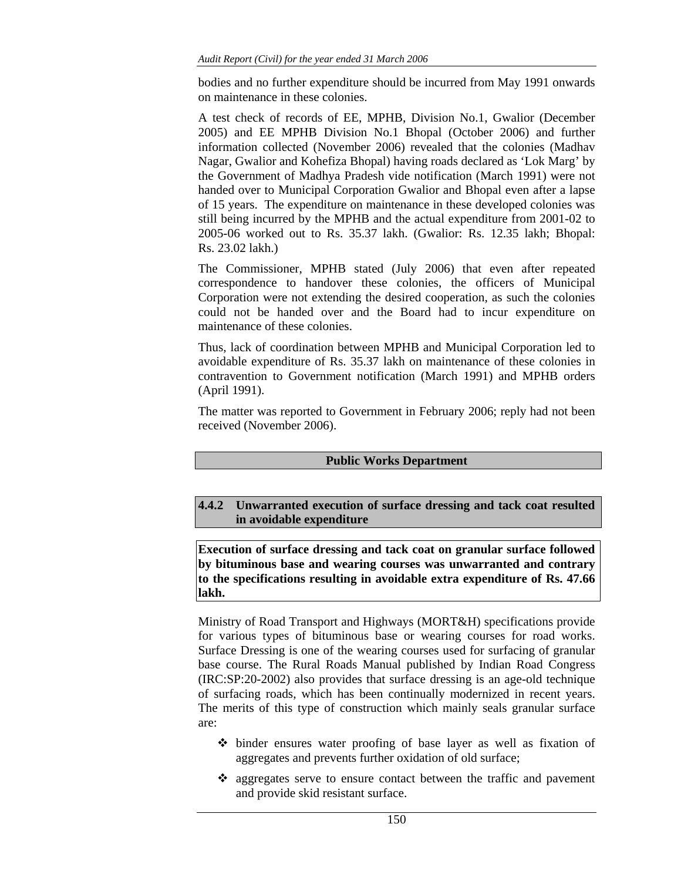bodies and no further expenditure should be incurred from May 1991 onwards on maintenance in these colonies.

A test check of records of EE, MPHB, Division No.1, Gwalior (December 2005) and EE MPHB Division No.1 Bhopal (October 2006) and further information collected (November 2006) revealed that the colonies (Madhav Nagar, Gwalior and Kohefiza Bhopal) having roads declared as 'Lok Marg' by the Government of Madhya Pradesh vide notification (March 1991) were not handed over to Municipal Corporation Gwalior and Bhopal even after a lapse of 15 years. The expenditure on maintenance in these developed colonies was still being incurred by the MPHB and the actual expenditure from 2001-02 to 2005-06 worked out to Rs. 35.37 lakh. (Gwalior: Rs. 12.35 lakh; Bhopal: Rs. 23.02 lakh.)

The Commissioner, MPHB stated (July 2006) that even after repeated correspondence to handover these colonies, the officers of Municipal Corporation were not extending the desired cooperation, as such the colonies could not be handed over and the Board had to incur expenditure on maintenance of these colonies.

Thus, lack of coordination between MPHB and Municipal Corporation led to avoidable expenditure of Rs. 35.37 lakh on maintenance of these colonies in contravention to Government notification (March 1991) and MPHB orders (April 1991).

The matter was reported to Government in February 2006; reply had not been received (November 2006).

## Public Works Department

### 4.4.2 Unwarranted execution of surface dressing and tack coat resulted in avoidable expenditure

**Execution of surface dressing and tack coat on granular surface followed by bituminous base and wearing courses was unwarranted and contrary to the specifications resulting in avoidable extra expenditure of Rs. 47.66 lakh.**

Ministry of Road Transport and Highways (MORT&H) specifications provide for various types of bituminous base or wearing courses for road works. Surface Dressing is one of the wearing courses used for surfacing of granular base course. The Rural Roads Manual published by Indian Road Congress (IRC:SP:20-2002) also provides that surface dressing is an age-old technique of surfacing roads, which has been continually modernized in recent years. The merits of this type of construction which mainly seals granular surface are:

- binder ensures water proofing of base layer as well as fixation of aggregates and prevents further oxidation of old surface;
- aggregates serve to ensure contact between the traffic and pavement and provide skid resistant surface.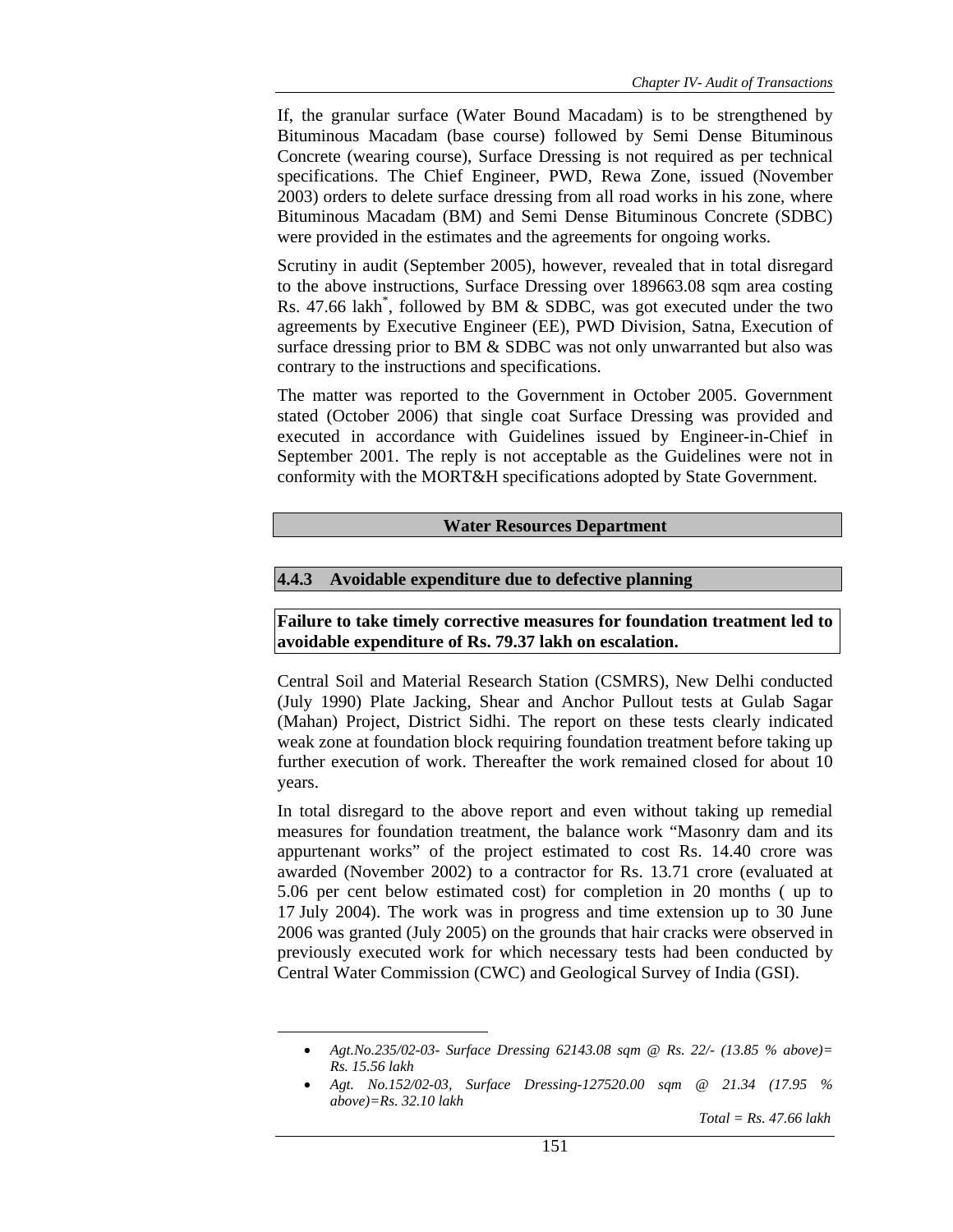If, the granular surface (Water Bound Macadam) is to be strengthened by Bituminous Macadam (base course) followed by Semi Dense Bituminous Concrete (wearing course), Surface Dressing is not required as per technical specifications. The Chief Engineer, PWD, Rewa Zone, issued (November 2003) orders to delete surface dressing from all road works in his zone, where Bituminous Macadam (BM) and Semi Dense Bituminous Concrete (SDBC) were provided in the estimates and the agreements for ongoing works.

Scrutiny in audit (September 2005), however, revealed that in total disregard to the above instructions, Surface Dressing over 189663.08 sqm area costing Rs. 47.66 lakh*, followed by BM & SDBC, was got executed under the two agreements by Executive Engineer (EE), PWD Division, Satna, Execution of surface dressing prior to BM & SDBC was not only unwarranted but also was contrary to the instructions and specifications.

The matter was reported to the Government in October 2005. Government stated (October 2006) that single coat Surface Dressing was provided and executed in accordance with Guidelines issued by Engineer-in-Chief in September 2001. The reply is not acceptable as the Guidelines were not in conformity with the MORT&H specifications adopted by State Government.

## Water Resources Department

### 4.4.3 Avoidable expenditure due to defective planning

**Failure to take timely corrective measures for foundation treatment led to avoidable expenditure of Rs. 79.37 lakh on escalation.**

Central Soil and Material Research Station (CSMRS), New Delhi conducted (July 1990) Plate Jacking, Shear and Anchor Pullout tests at Gulab Sagar (Mahan) Project, District Sidhi. The report on these tests clearly indicated weak zone at foundation block requiring foundation treatment before taking up further execution of work. Thereafter the work remained closed for about 10 years.

In total disregard to the above report and even without taking up remedial measures for foundation treatment, the balance work "Masonry dam and its appurtenant works" of the project estimated to cost Rs. 14.40 crore was awarded (November 2002) to a contractor for Rs. 13.71 crore (evaluated at 5.06 per cent below estimated cost) for completion in 20 months ( up to 17 July 2004). The work was in progress and time extension up to 30 June 2006 was granted (July 2005) on the grounds that hair cracks were observed in previously executed work for which necessary tests had been conducted by Central Water Commission (CWC) and Geological Survey of India (GSI).

---

- *Agt.No.235/02-03- Surface Dressing 62143.08 sqm @ Rs. 22/- (13.85 % above)= Rs. 15.56 lakh*
- *Agt. No.152/02-03, Surface Dressing-127520.00 sqm @ 21.34 (17.95 % above)=Rs. 32.10 lakh*

*Total = Rs. 47.66 lakh*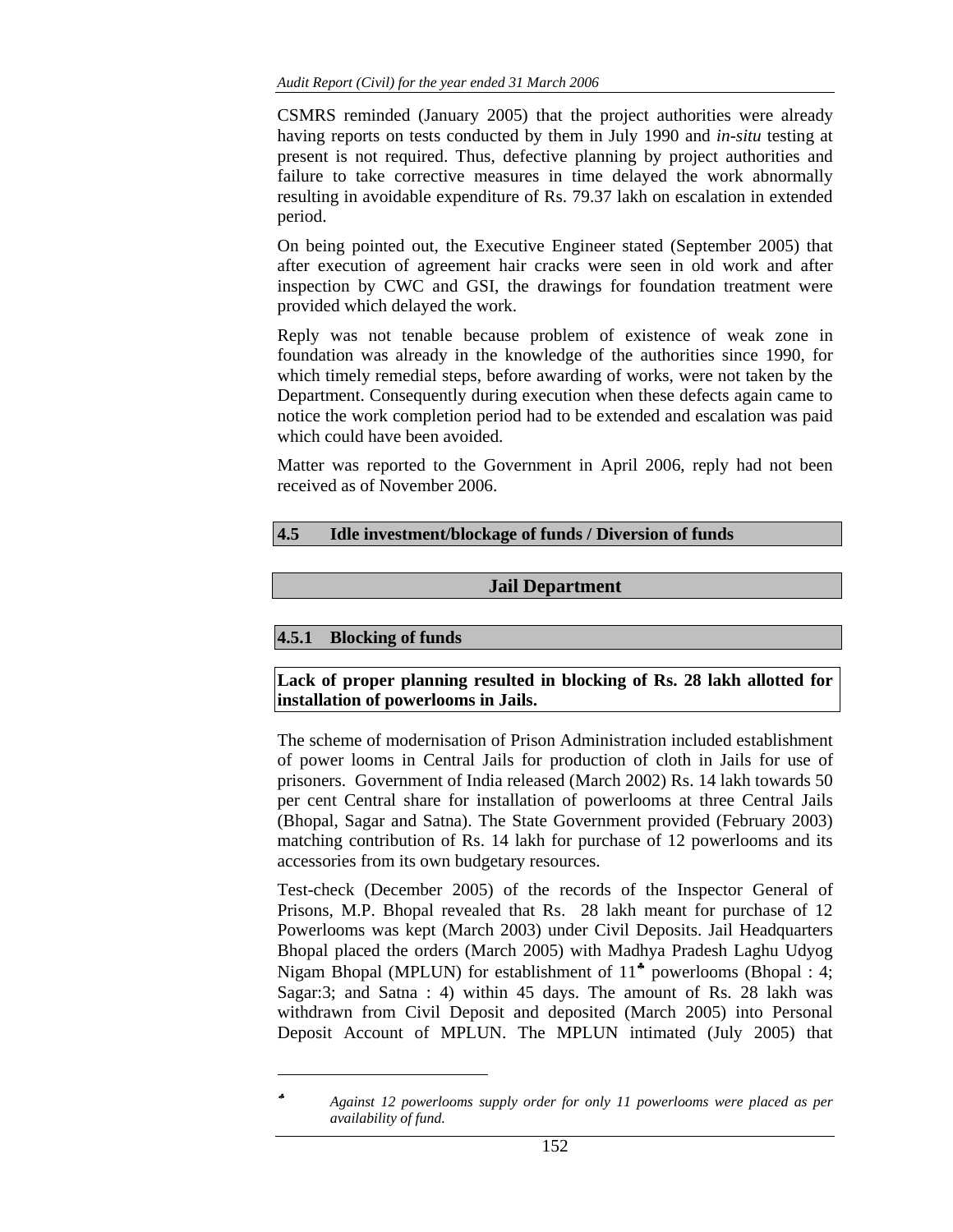CSMRS reminded (January 2005) that the project authorities were already having reports on tests conducted by them in July 1990 and *in-situ* testing at present is not required. Thus, defective planning by project authorities and failure to take corrective measures in time delayed the work abnormally resulting in avoidable expenditure of Rs. 79.37 lakh on escalation in extended period.

On being pointed out, the Executive Engineer stated (September 2005) that after execution of agreement hair cracks were seen in old work and after inspection by CWC and GSI, the drawings for foundation treatment were provided which delayed the work.

Reply was not tenable because problem of existence of weak zone in foundation was already in the knowledge of the authorities since 1990, for which timely remedial steps, before awarding of works, were not taken by the Department. Consequently during execution when these defects again came to notice the work completion period had to be extended and escalation was paid which could have been avoided.

Matter was reported to the Government in April 2006, reply had not been received as of November 2006.

## 4.5 Idle investment/blockage of funds / Diversion of funds

## Jail Department

### 4.5.1 Blocking of funds

**Lack of proper planning resulted in blocking of Rs. 28 lakh allotted for installation of powerlooms in Jails.**

The scheme of modernisation of Prison Administration included establishment of power looms in Central Jails for production of cloth in Jails for use of prisoners. Government of India released (March 2002) Rs. 14 lakh towards 50 per cent Central share for installation of powerlooms at three Central Jails (Bhopal, Sagar and Satna). The State Government provided (February 2003) matching contribution of Rs. 14 lakh for purchase of 12 powerlooms and its accessories from its own budgetary resources.

Test-check (December 2005) of the records of the Inspector General of Prisons, M.P. Bhopal revealed that Rs. 28 lakh meant for purchase of 12 Powerlooms was kept (March 2003) under Civil Deposits. Jail Headquarters Bhopal placed the orders (March 2005) with Madhya Pradesh Laghu Udyog Nigam Bhopal (MPLUN) for establishment of 11[♣] powerlooms (Bhopal : 4; Sagar:3; and Satna : 4) within 45 days. The amount of Rs. 28 lakh was withdrawn from Civil Deposit and deposited (March 2005) into Personal Deposit Account of MPLUN. The MPLUN intimated (July 2005) that

---

[♣] *Against 12 powerlooms supply order for only 11 powerlooms were placed as per availability of fund.*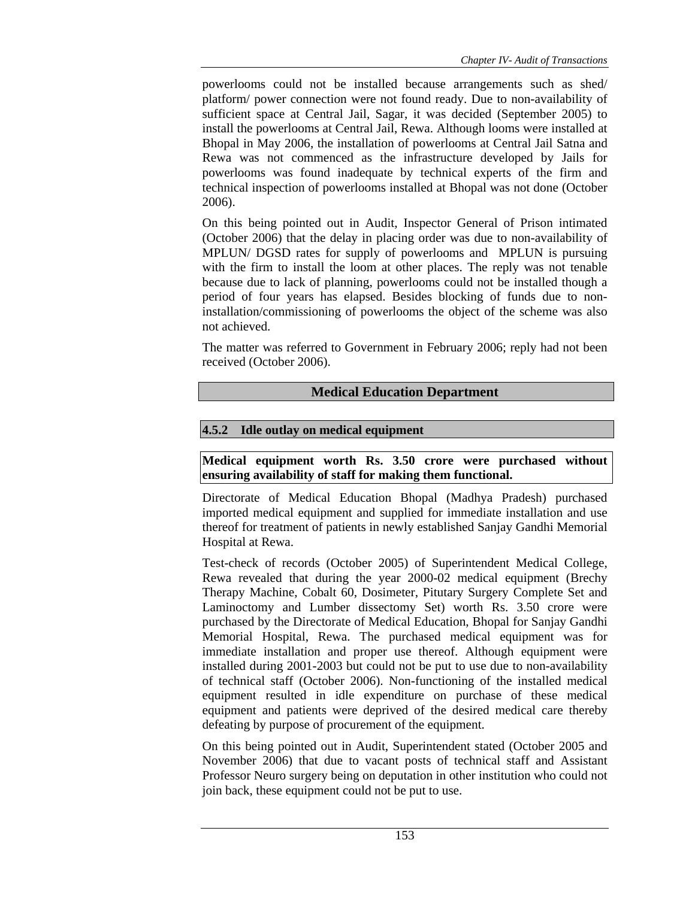powerlooms could not be installed because arrangements such as shed/ platform/ power connection were not found ready. Due to non-availability of sufficient space at Central Jail, Sagar, it was decided (September 2005) to install the powerlooms at Central Jail, Rewa. Although looms were installed at Bhopal in May 2006, the installation of powerlooms at Central Jail Satna and Rewa was not commenced as the infrastructure developed by Jails for powerlooms was found inadequate by technical experts of the firm and technical inspection of powerlooms installed at Bhopal was not done (October 2006).

On this being pointed out in Audit, Inspector General of Prison intimated (October 2006) that the delay in placing order was due to non-availability of MPLUN/ DGSD rates for supply of powerlooms and MPLUN is pursuing with the firm to install the loom at other places. The reply was not tenable because due to lack of planning, powerlooms could not be installed though a period of four years has elapsed. Besides blocking of funds due to non-installation/commissioning of powerlooms the object of the scheme was also not achieved.

The matter was referred to Government in February 2006; reply had not been received (October 2006).

## Medical Education Department

### 4.5.2 Idle outlay on medical equipment

**Medical equipment worth Rs. 3.50 crore were purchased without ensuring availability of staff for making them functional.**

Directorate of Medical Education Bhopal (Madhya Pradesh) purchased imported medical equipment and supplied for immediate installation and use thereof for treatment of patients in newly established Sanjay Gandhi Memorial Hospital at Rewa.

Test-check of records (October 2005) of Superintendent Medical College, Rewa revealed that during the year 2000-02 medical equipment (Brechy Therapy Machine, Cobalt 60, Dosimeter, Pitutary Surgery Complete Set and Laminoctomy and Lumber dissectomy Set) worth Rs. 3.50 crore were purchased by the Directorate of Medical Education, Bhopal for Sanjay Gandhi Memorial Hospital, Rewa. The purchased medical equipment was for immediate installation and proper use thereof. Although equipment were installed during 2001-2003 but could not be put to use due to non-availability of technical staff (October 2006). Non-functioning of the installed medical equipment resulted in idle expenditure on purchase of these medical equipment and patients were deprived of the desired medical care thereby defeating by purpose of procurement of the equipment.

On this being pointed out in Audit, Superintendent stated (October 2005 and November 2006) that due to vacant posts of technical staff and Assistant Professor Neuro surgery being on deputation in other institution who could not join back, these equipment could not be put to use.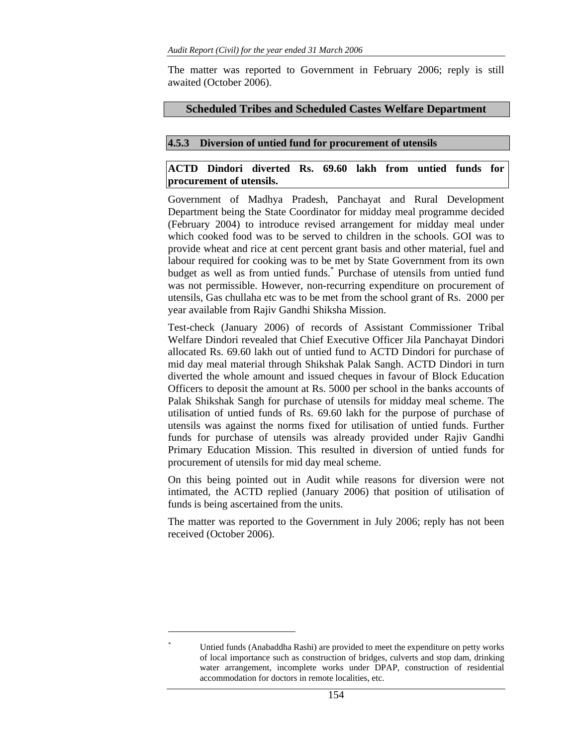The matter was reported to Government in February 2006; reply is still awaited (October 2006).

## Scheduled Tribes and Scheduled Castes Welfare Department

### 4.5.3 Diversion of untied fund for procurement of utensils

**ACTD Dindori diverted Rs. 69.60 lakh from untied funds for procurement of utensils.**

Government of Madhya Pradesh, Panchayat and Rural Development Department being the State Coordinator for midday meal programme decided (February 2004) to introduce revised arrangement for midday meal under which cooked food was to be served to children in the schools. GOI was to provide wheat and rice at cent percent grant basis and other material, fuel and labour required for cooking was to be met by State Government from its own budget as well as from untied funds.* Purchase of utensils from untied fund was not permissible. However, non-recurring expenditure on procurement of utensils, Gas chullaha etc was to be met from the school grant of Rs. 2000 per year available from Rajiv Gandhi Shiksha Mission.

Test-check (January 2006) of records of Assistant Commissioner Tribal Welfare Dindori revealed that Chief Executive Officer Jila Panchayat Dindori allocated Rs. 69.60 lakh out of untied fund to ACTD Dindori for purchase of mid day meal material through Shikshak Palak Sangh. ACTD Dindori in turn diverted the whole amount and issued cheques in favour of Block Education Officers to deposit the amount at Rs. 5000 per school in the banks accounts of Palak Shikshak Sangh for purchase of utensils for midday meal scheme. The utilisation of untied funds of Rs. 69.60 lakh for the purpose of purchase of utensils was against the norms fixed for utilisation of untied funds. Further funds for purchase of utensils was already provided under Rajiv Gandhi Primary Education Mission. This resulted in diversion of untied funds for procurement of utensils for mid day meal scheme.

On this being pointed out in Audit while reasons for diversion were not intimated, the ACTD replied (January 2006) that position of utilisation of funds is being ascertained from the units.

The matter was reported to the Government in July 2006; reply has not been received (October 2006).

---

* Untied funds (Anabaddha Rashi) are provided to meet the expenditure on petty works of local importance such as construction of bridges, culverts and stop dam, drinking water arrangement, incomplete works under DPAP, construction of residential accommodation for doctors in remote localities, etc.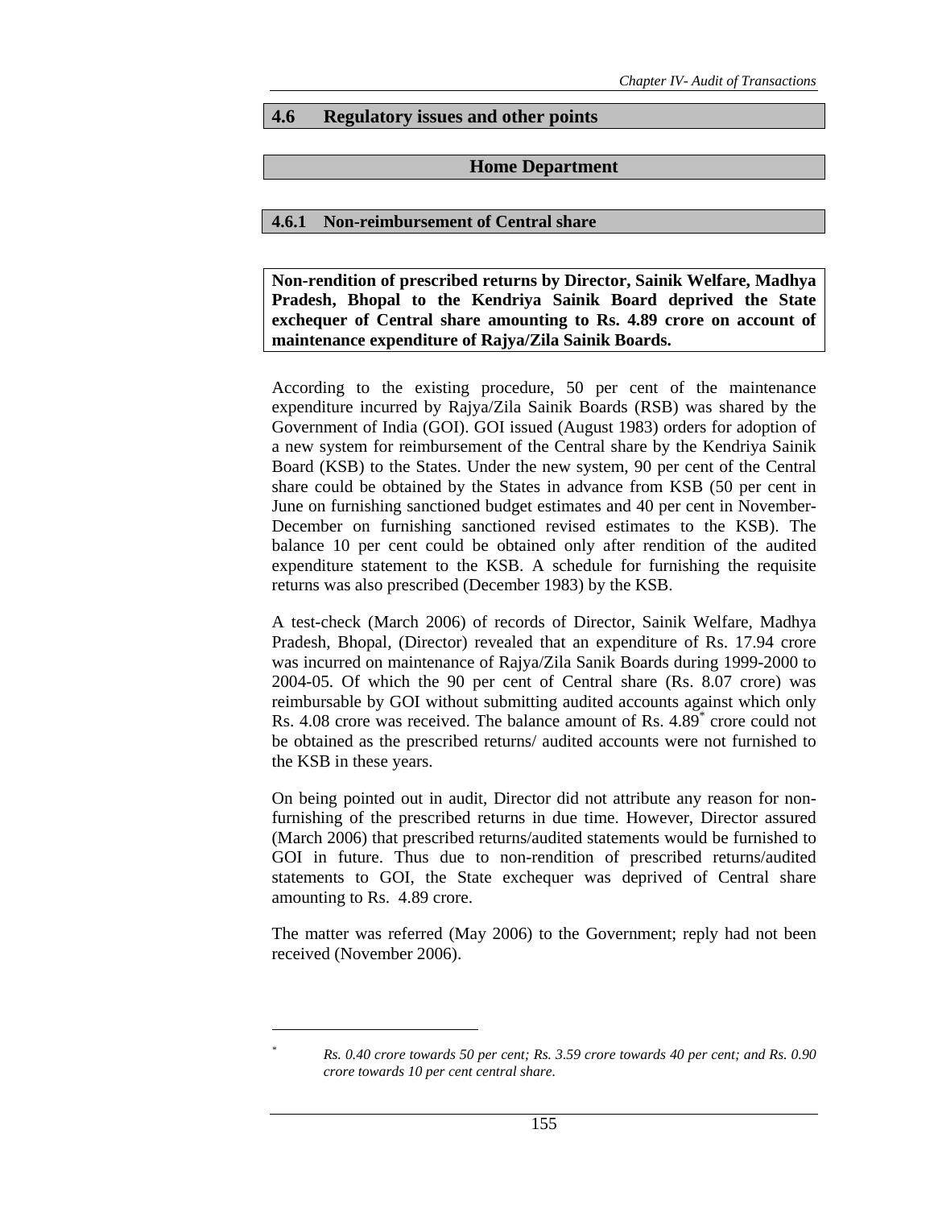## 4.6 Regulatory issues and other points

### Home Department

### 4.6.1 Non-reimbursement of Central share

**Non-rendition of prescribed returns by Director, Sainik Welfare, Madhya Pradesh, Bhopal to the Kendriya Sainik Board deprived the State exchequer of Central share amounting to Rs. 4.89 crore on account of maintenance expenditure of Rajya/Zila Sainik Boards.**

According to the existing procedure, 50 per cent of the maintenance expenditure incurred by Rajya/Zila Sainik Boards (RSB) was shared by the Government of India (GOI). GOI issued (August 1983) orders for adoption of a new system for reimbursement of the Central share by the Kendriya Sainik Board (KSB) to the States. Under the new system, 90 per cent of the Central share could be obtained by the States in advance from KSB (50 per cent in June on furnishing sanctioned budget estimates and 40 per cent in November-December on furnishing sanctioned revised estimates to the KSB). The balance 10 per cent could be obtained only after rendition of the audited expenditure statement to the KSB. A schedule for furnishing the requisite returns was also prescribed (December 1983) by the KSB.

A test-check (March 2006) of records of Director, Sainik Welfare, Madhya Pradesh, Bhopal, (Director) revealed that an expenditure of Rs. 17.94 crore was incurred on maintenance of Rajya/Zila Sanik Boards during 1999-2000 to 2004-05. Of which the 90 per cent of Central share (Rs. 8.07 crore) was reimbursable by GOI without submitting audited accounts against which only Rs. 4.08 crore was received. The balance amount of Rs. 4.89* crore could not be obtained as the prescribed returns/ audited accounts were not furnished to the KSB in these years.

On being pointed out in audit, Director did not attribute any reason for non-furnishing of the prescribed returns in due time. However, Director assured (March 2006) that prescribed returns/audited statements would be furnished to GOI in future. Thus due to non-rendition of prescribed returns/audited statements to GOI, the State exchequer was deprived of Central share amounting to Rs. 4.89 crore.

The matter was referred (May 2006) to the Government; reply had not been received (November 2006).

---

\* *Rs. 0.40 crore towards 50 per cent; Rs. 3.59 crore towards 40 per cent; and Rs. 0.90 crore towards 10 per cent central share.*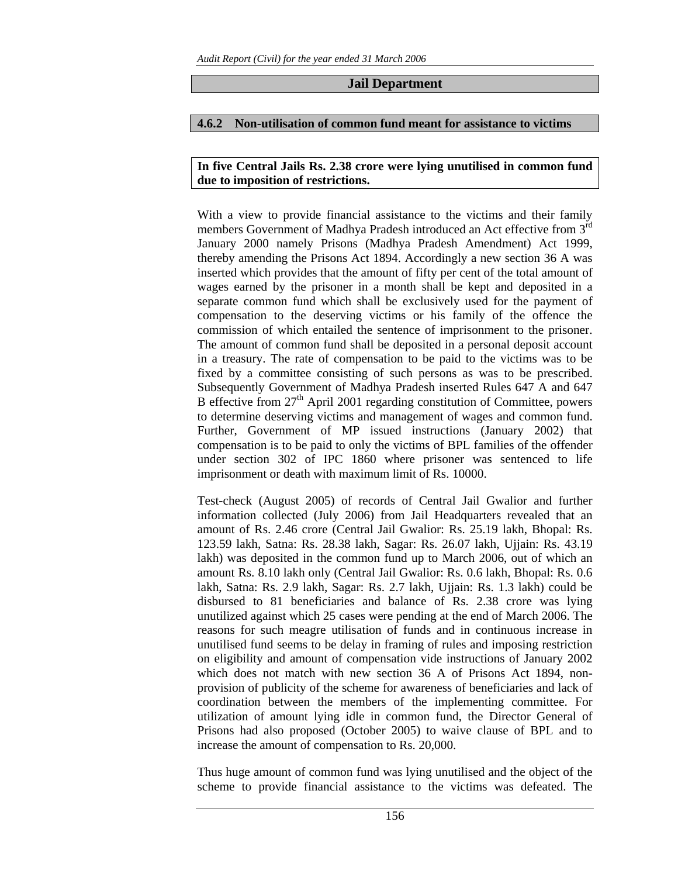## Jail Department

### 4.6.2 Non-utilisation of common fund meant for assistance to victims

**In five Central Jails Rs. 2.38 crore were lying unutilised in common fund due to imposition of restrictions.**

With a view to provide financial assistance to the victims and their family members Government of Madhya Pradesh introduced an Act effective from 3rd January 2000 namely Prisons (Madhya Pradesh Amendment) Act 1999, thereby amending the Prisons Act 1894. Accordingly a new section 36 A was inserted which provides that the amount of fifty per cent of the total amount of wages earned by the prisoner in a month shall be kept and deposited in a separate common fund which shall be exclusively used for the payment of compensation to the deserving victims or his family of the offence the commission of which entailed the sentence of imprisonment to the prisoner. The amount of common fund shall be deposited in a personal deposit account in a treasury. The rate of compensation to be paid to the victims was to be fixed by a committee consisting of such persons as was to be prescribed. Subsequently Government of Madhya Pradesh inserted Rules 647 A and 647 B effective from 27th April 2001 regarding constitution of Committee, powers to determine deserving victims and management of wages and common fund. Further, Government of MP issued instructions (January 2002) that compensation is to be paid to only the victims of BPL families of the offender under section 302 of IPC 1860 where prisoner was sentenced to life imprisonment or death with maximum limit of Rs. 10000.

Test-check (August 2005) of records of Central Jail Gwalior and further information collected (July 2006) from Jail Headquarters revealed that an amount of Rs. 2.46 crore (Central Jail Gwalior: Rs. 25.19 lakh, Bhopal: Rs. 123.59 lakh, Satna: Rs. 28.38 lakh, Sagar: Rs. 26.07 lakh, Ujjain: Rs. 43.19 lakh) was deposited in the common fund up to March 2006, out of which an amount Rs. 8.10 lakh only (Central Jail Gwalior: Rs. 0.6 lakh, Bhopal: Rs. 0.6 lakh, Satna: Rs. 2.9 lakh, Sagar: Rs. 2.7 lakh, Ujjain: Rs. 1.3 lakh) could be disbursed to 81 beneficiaries and balance of Rs. 2.38 crore was lying unutilized against which 25 cases were pending at the end of March 2006. The reasons for such meagre utilisation of funds and in continuous increase in unutilised fund seems to be delay in framing of rules and imposing restriction on eligibility and amount of compensation vide instructions of January 2002 which does not match with new section 36 A of Prisons Act 1894, non-provision of publicity of the scheme for awareness of beneficiaries and lack of coordination between the members of the implementing committee. For utilization of amount lying idle in common fund, the Director General of Prisons had also proposed (October 2005) to waive clause of BPL and to increase the amount of compensation to Rs. 20,000.

Thus huge amount of common fund was lying unutilised and the object of the scheme to provide financial assistance to the victims was defeated. The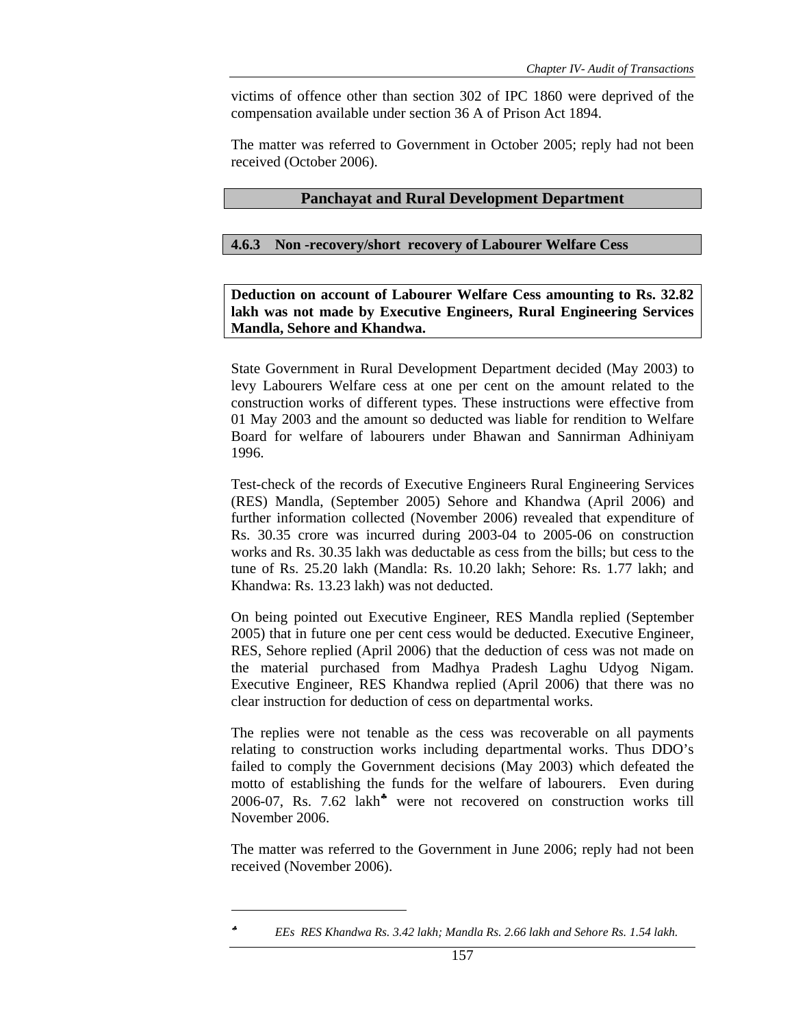victims of offence other than section 302 of IPC 1860 were deprived of the compensation available under section 36 A of Prison Act 1894.

The matter was referred to Government in October 2005; reply had not been received (October 2006).

## Panchayat and Rural Development Department

### 4.6.3 Non -recovery/short recovery of Labourer Welfare Cess

**Deduction on account of Labourer Welfare Cess amounting to Rs. 32.82 lakh was not made by Executive Engineers, Rural Engineering Services Mandla, Sehore and Khandwa.**

State Government in Rural Development Department decided (May 2003) to levy Labourers Welfare cess at one per cent on the amount related to the construction works of different types. These instructions were effective from 01 May 2003 and the amount so deducted was liable for rendition to Welfare Board for welfare of labourers under Bhawan and Sannirman Adhiniyam 1996.

Test-check of the records of Executive Engineers Rural Engineering Services (RES) Mandla, (September 2005) Sehore and Khandwa (April 2006) and further information collected (November 2006) revealed that expenditure of Rs. 30.35 crore was incurred during 2003-04 to 2005-06 on construction works and Rs. 30.35 lakh was deductable as cess from the bills; but cess to the tune of Rs. 25.20 lakh (Mandla: Rs. 10.20 lakh; Sehore: Rs. 1.77 lakh; and Khandwa: Rs. 13.23 lakh) was not deducted.

On being pointed out Executive Engineer, RES Mandla replied (September 2005) that in future one per cent cess would be deducted. Executive Engineer, RES, Sehore replied (April 2006) that the deduction of cess was not made on the material purchased from Madhya Pradesh Laghu Udyog Nigam. Executive Engineer, RES Khandwa replied (April 2006) that there was no clear instruction for deduction of cess on departmental works.

The replies were not tenable as the cess was recoverable on all payments relating to construction works including departmental works. Thus DDO's failed to comply the Government decisions (May 2003) which defeated the motto of establishing the funds for the welfare of labourers. Even during 2006-07, Rs. 7.62 lakh[♣] were not recovered on construction works till November 2006.

The matter was referred to the Government in June 2006; reply had not been received (November 2006).

---

[♣] *EEs RES Khandwa Rs. 3.42 lakh; Mandla Rs. 2.66 lakh and Sehore Rs. 1.54 lakh.*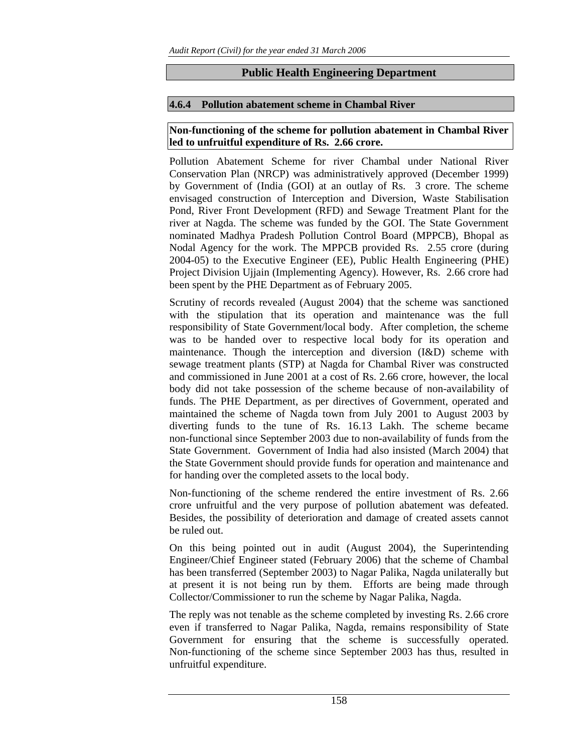## Public Health Engineering Department

### 4.6.4 Pollution abatement scheme in Chambal River

**Non-functioning of the scheme for pollution abatement in Chambal River led to unfruitful expenditure of Rs. 2.66 crore.**

Pollution Abatement Scheme for river Chambal under National River Conservation Plan (NRCP) was administratively approved (December 1999) by Government of (India (GOI) at an outlay of Rs. 3 crore. The scheme envisaged construction of Interception and Diversion, Waste Stabilisation Pond, River Front Development (RFD) and Sewage Treatment Plant for the river at Nagda. The scheme was funded by the GOI. The State Government nominated Madhya Pradesh Pollution Control Board (MPPCB), Bhopal as Nodal Agency for the work. The MPPCB provided Rs. 2.55 crore (during 2004-05) to the Executive Engineer (EE), Public Health Engineering (PHE) Project Division Ujjain (Implementing Agency). However, Rs. 2.66 crore had been spent by the PHE Department as of February 2005.

Scrutiny of records revealed (August 2004) that the scheme was sanctioned with the stipulation that its operation and maintenance was the full responsibility of State Government/local body. After completion, the scheme was to be handed over to respective local body for its operation and maintenance. Though the interception and diversion (I&D) scheme with sewage treatment plants (STP) at Nagda for Chambal River was constructed and commissioned in June 2001 at a cost of Rs. 2.66 crore, however, the local body did not take possession of the scheme because of non-availability of funds. The PHE Department, as per directives of Government, operated and maintained the scheme of Nagda town from July 2001 to August 2003 by diverting funds to the tune of Rs. 16.13 Lakh. The scheme became non-functional since September 2003 due to non-availability of funds from the State Government. Government of India had also insisted (March 2004) that the State Government should provide funds for operation and maintenance and for handing over the completed assets to the local body.

Non-functioning of the scheme rendered the entire investment of Rs. 2.66 crore unfruitful and the very purpose of pollution abatement was defeated. Besides, the possibility of deterioration and damage of created assets cannot be ruled out.

On this being pointed out in audit (August 2004), the Superintending Engineer/Chief Engineer stated (February 2006) that the scheme of Chambal has been transferred (September 2003) to Nagar Palika, Nagda unilaterally but at present it is not being run by them. Efforts are being made through Collector/Commissioner to run the scheme by Nagar Palika, Nagda.

The reply was not tenable as the scheme completed by investing Rs. 2.66 crore even if transferred to Nagar Palika, Nagda, remains responsibility of State Government for ensuring that the scheme is successfully operated. Non-functioning of the scheme since September 2003 has thus, resulted in unfruitful expenditure.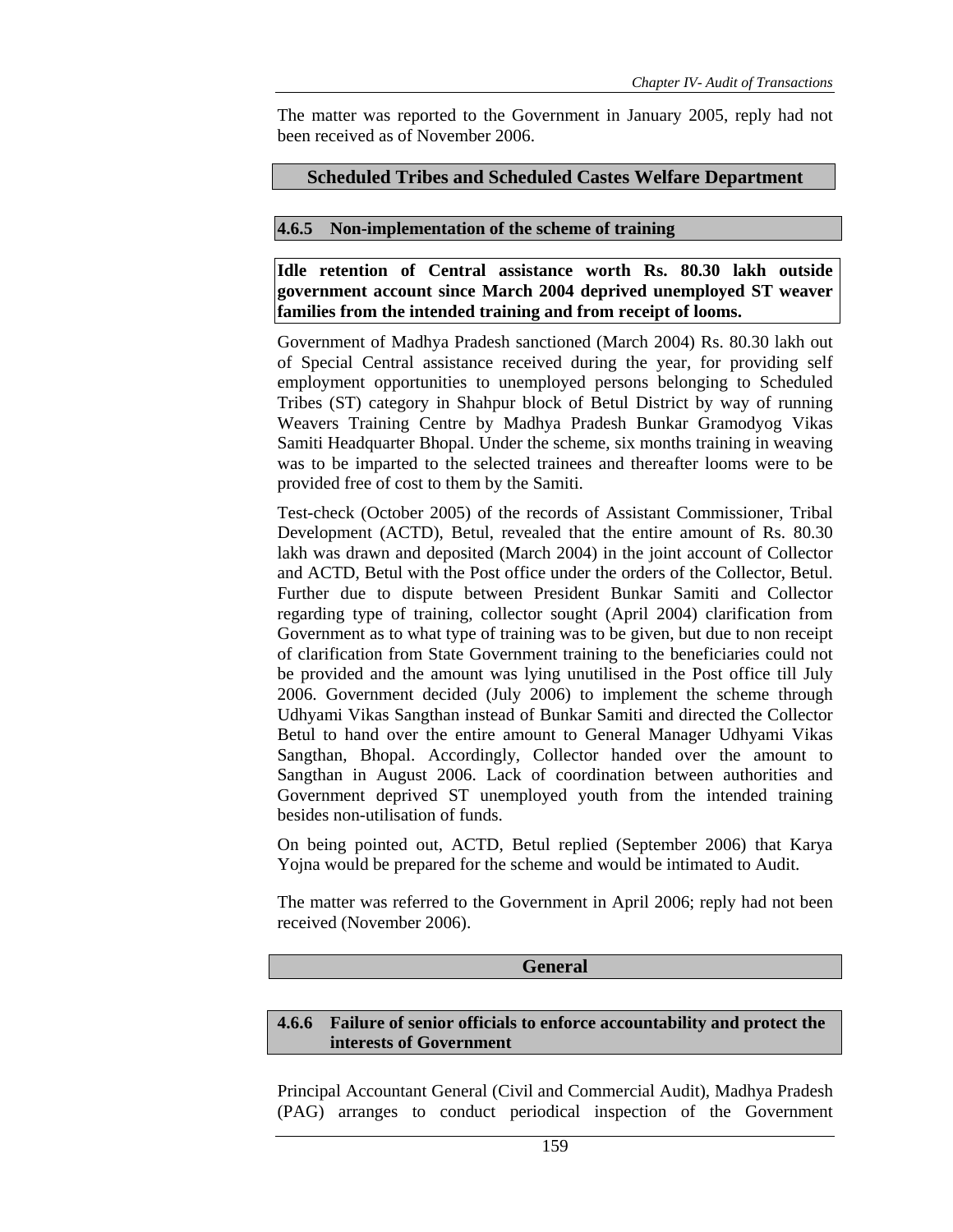The matter was reported to the Government in January 2005, reply had not been received as of November 2006.

## Scheduled Tribes and Scheduled Castes Welfare Department

### 4.6.5 Non-implementation of the scheme of training

**Idle retention of Central assistance worth Rs. 80.30 lakh outside government account since March 2004 deprived unemployed ST weaver families from the intended training and from receipt of looms.**

Government of Madhya Pradesh sanctioned (March 2004) Rs. 80.30 lakh out of Special Central assistance received during the year, for providing self employment opportunities to unemployed persons belonging to Scheduled Tribes (ST) category in Shahpur block of Betul District by way of running Weavers Training Centre by Madhya Pradesh Bunkar Gramodyog Vikas Samiti Headquarter Bhopal. Under the scheme, six months training in weaving was to be imparted to the selected trainees and thereafter looms were to be provided free of cost to them by the Samiti.

Test-check (October 2005) of the records of Assistant Commissioner, Tribal Development (ACTD), Betul, revealed that the entire amount of Rs. 80.30 lakh was drawn and deposited (March 2004) in the joint account of Collector and ACTD, Betul with the Post office under the orders of the Collector, Betul. Further due to dispute between President Bunkar Samiti and Collector regarding type of training, collector sought (April 2004) clarification from Government as to what type of training was to be given, but due to non receipt of clarification from State Government training to the beneficiaries could not be provided and the amount was lying unutilised in the Post office till July 2006. Government decided (July 2006) to implement the scheme through Udhyami Vikas Sangthan instead of Bunkar Samiti and directed the Collector Betul to hand over the entire amount to General Manager Udhyami Vikas Sangthan, Bhopal. Accordingly, Collector handed over the amount to Sangthan in August 2006. Lack of coordination between authorities and Government deprived ST unemployed youth from the intended training besides non-utilisation of funds.

On being pointed out, ACTD, Betul replied (September 2006) that Karya Yojna would be prepared for the scheme and would be intimated to Audit.

The matter was referred to the Government in April 2006; reply had not been received (November 2006).

## General

### 4.6.6 Failure of senior officials to enforce accountability and protect the interests of Government

Principal Accountant General (Civil and Commercial Audit), Madhya Pradesh (PAG) arranges to conduct periodical inspection of the Government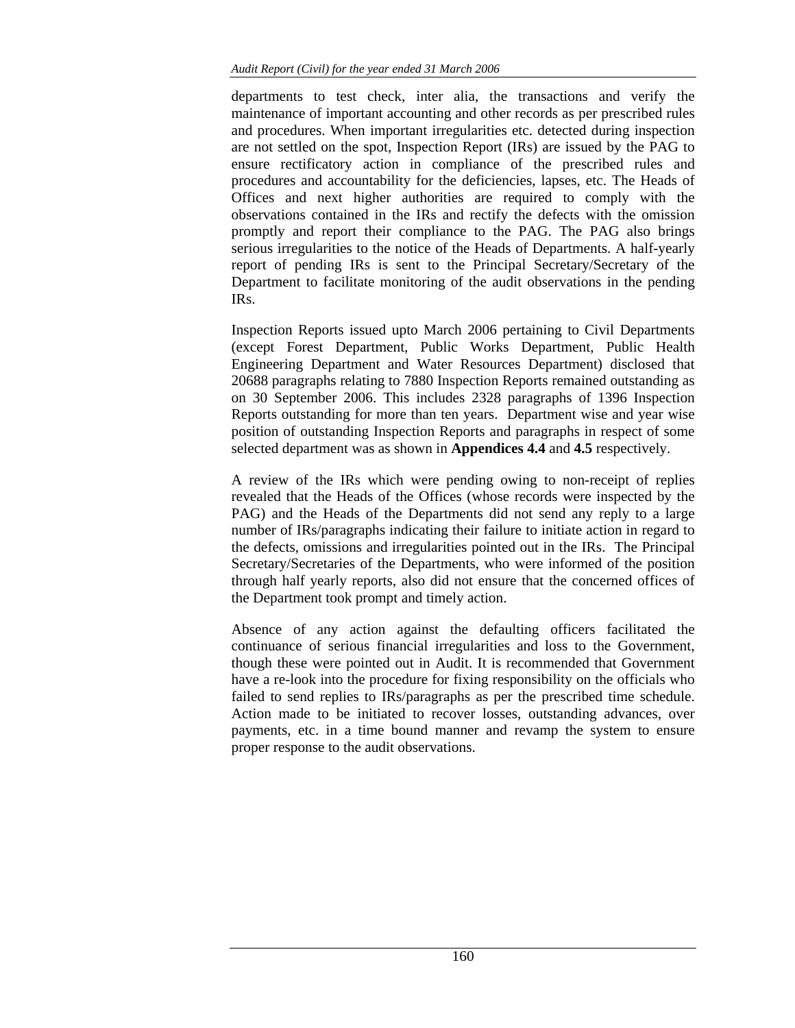departments to test check, inter alia, the transactions and verify the maintenance of important accounting and other records as per prescribed rules and procedures. When important irregularities etc. detected during inspection are not settled on the spot, Inspection Report (IRs) are issued by the PAG to ensure rectificatory action in compliance of the prescribed rules and procedures and accountability for the deficiencies, lapses, etc. The Heads of Offices and next higher authorities are required to comply with the observations contained in the IRs and rectify the defects with the omission promptly and report their compliance to the PAG. The PAG also brings serious irregularities to the notice of the Heads of Departments. A half-yearly report of pending IRs is sent to the Principal Secretary/Secretary of the Department to facilitate monitoring of the audit observations in the pending IRs.

Inspection Reports issued upto March 2006 pertaining to Civil Departments (except Forest Department, Public Works Department, Public Health Engineering Department and Water Resources Department) disclosed that 20688 paragraphs relating to 7880 Inspection Reports remained outstanding as on 30 September 2006. This includes 2328 paragraphs of 1396 Inspection Reports outstanding for more than ten years. Department wise and year wise position of outstanding Inspection Reports and paragraphs in respect of some selected department was as shown in **Appendices 4.4** and **4.5** respectively.

A review of the IRs which were pending owing to non-receipt of replies revealed that the Heads of the Offices (whose records were inspected by the PAG) and the Heads of the Departments did not send any reply to a large number of IRs/paragraphs indicating their failure to initiate action in regard to the defects, omissions and irregularities pointed out in the IRs. The Principal Secretary/Secretaries of the Departments, who were informed of the position through half yearly reports, also did not ensure that the concerned offices of the Department took prompt and timely action.

Absence of any action against the defaulting officers facilitated the continuance of serious financial irregularities and loss to the Government, though these were pointed out in Audit. It is recommended that Government have a re-look into the procedure for fixing responsibility on the officials who failed to send replies to IRs/paragraphs as per the prescribed time schedule. Action made to be initiated to recover losses, outstanding advances, over payments, etc. in a time bound manner and revamp the system to ensure proper response to the audit observations.